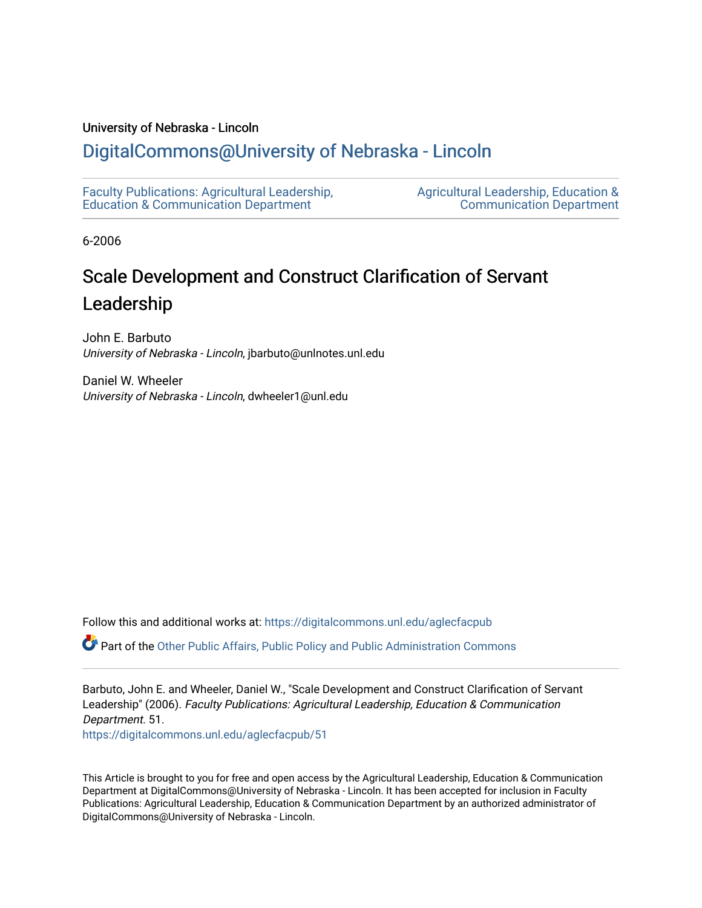University of Nebraska - Lincoln

## DigitalCommons@University of Nebraska - Lincoln

Faculty Publications: Agricultural Leadership, Education & Communication Department

Agricultural Leadership, Education & Communication Department

6-2006

# Scale Development and Construct Clarification of Servant Leadership

John E. Barbuto
*University of Nebraska - Lincoln*, jbarbuto@unlnotes.unl.edu

Daniel W. Wheeler
*University of Nebraska - Lincoln*, dwheeler1@unl.edu

Follow this and additional works at: https://digitalcommons.unl.edu/aglecfacpub

Part of the Other Public Affairs, Public Policy and Public Administration Commons

Barbuto, John E. and Wheeler, Daniel W., "Scale Development and Construct Clarification of Servant Leadership" (2006). *Faculty Publications: Agricultural Leadership, Education & Communication Department*. 51.
https://digitalcommons.unl.edu/aglecfacpub/51

This Article is brought to you for free and open access by the Agricultural Leadership, Education & Communication Department at DigitalCommons@University of Nebraska - Lincoln. It has been accepted for inclusion in Faculty Publications: Agricultural Leadership, Education & Communication Department by an authorized administrator of DigitalCommons@University of Nebraska - Lincoln.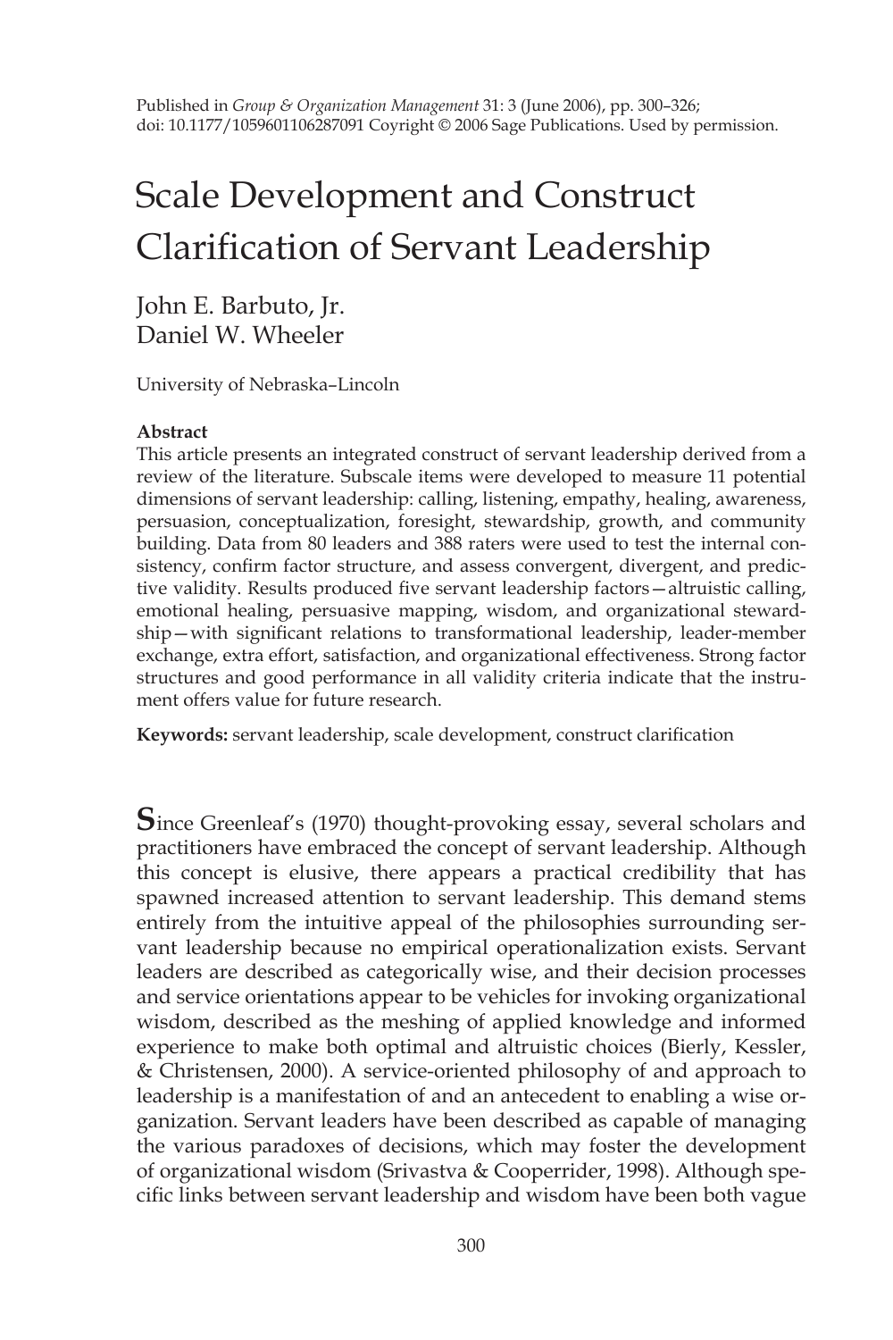Published in *Group & Organization Management* 31: 3 (June 2006), pp. 300–326; doi: 10.1177/1059601106287091 Coyright © 2006 Sage Publications. Used by permission.

# Scale Development and Construct Clarification of Servant Leadership

John E. Barbuto, Jr.
Daniel W. Wheeler

University of Nebraska–Lincoln

**Abstract**

This article presents an integrated construct of servant leadership derived from a review of the literature. Subscale items were developed to measure 11 potential dimensions of servant leadership: calling, listening, empathy, healing, awareness, persuasion, conceptualization, foresight, stewardship, growth, and community building. Data from 80 leaders and 388 raters were used to test the internal consistency, confirm factor structure, and assess convergent, divergent, and predictive validity. Results produced five servant leadership factors—altruistic calling, emotional healing, persuasive mapping, wisdom, and organizational stewardship—with significant relations to transformational leadership, leader-member exchange, extra effort, satisfaction, and organizational effectiveness. Strong factor structures and good performance in all validity criteria indicate that the instrument offers value for future research.

**Keywords:** servant leadership, scale development, construct clarification

Since Greenleaf's (1970) thought-provoking essay, several scholars and practitioners have embraced the concept of servant leadership. Although this concept is elusive, there appears a practical credibility that has spawned increased attention to servant leadership. This demand stems entirely from the intuitive appeal of the philosophies surrounding servant leadership because no empirical operationalization exists. Servant leaders are described as categorically wise, and their decision processes and service orientations appear to be vehicles for invoking organizational wisdom, described as the meshing of applied knowledge and informed experience to make both optimal and altruistic choices (Bierly, Kessler, & Christensen, 2000). A service-oriented philosophy of and approach to leadership is a manifestation of and an antecedent to enabling a wise organization. Servant leaders have been described as capable of managing the various paradoxes of decisions, which may foster the development of organizational wisdom (Srivastva & Cooperrider, 1998). Although specific links between servant leadership and wisdom have been both vague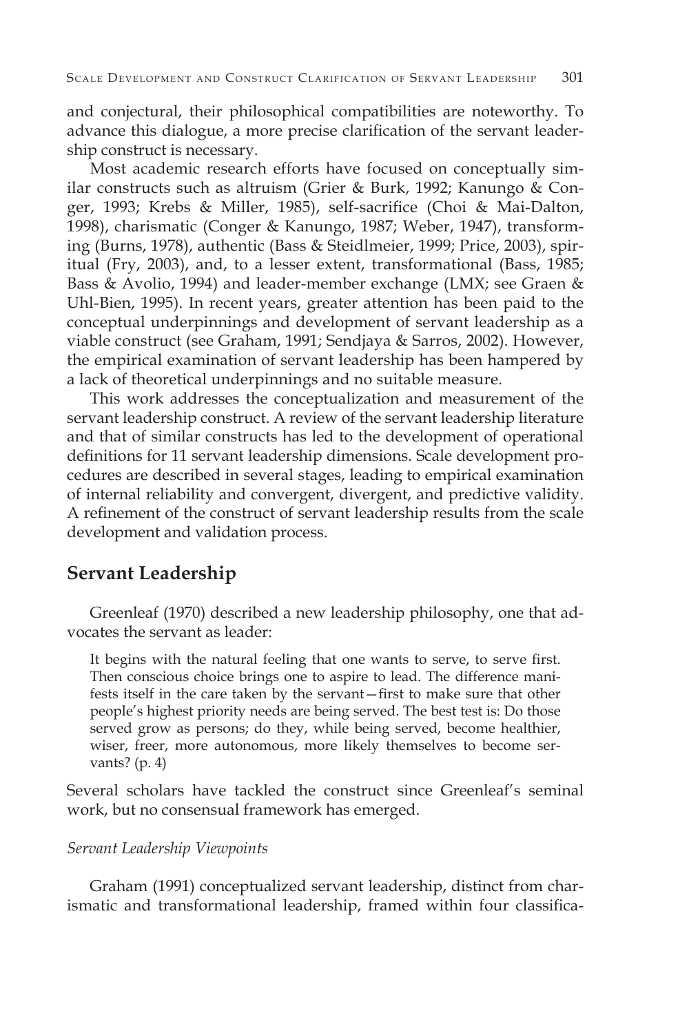and conjectural, their philosophical compatibilities are noteworthy. To advance this dialogue, a more precise clarification of the servant leadership construct is necessary.

Most academic research efforts have focused on conceptually similar constructs such as altruism (Grier & Burk, 1992; Kanungo & Conger, 1993; Krebs & Miller, 1985), self-sacrifice (Choi & Mai-Dalton, 1998), charismatic (Conger & Kanungo, 1987; Weber, 1947), transforming (Burns, 1978), authentic (Bass & Steidlmeier, 1999; Price, 2003), spiritual (Fry, 2003), and, to a lesser extent, transformational (Bass, 1985; Bass & Avolio, 1994) and leader-member exchange (LMX; see Graen & Uhl-Bien, 1995). In recent years, greater attention has been paid to the conceptual underpinnings and development of servant leadership as a viable construct (see Graham, 1991; Sendjaya & Sarros, 2002). However, the empirical examination of servant leadership has been hampered by a lack of theoretical underpinnings and no suitable measure.

This work addresses the conceptualization and measurement of the servant leadership construct. A review of the servant leadership literature and that of similar constructs has led to the development of operational definitions for 11 servant leadership dimensions. Scale development procedures are described in several stages, leading to empirical examination of internal reliability and convergent, divergent, and predictive validity. A refinement of the construct of servant leadership results from the scale development and validation process.

## Servant Leadership

Greenleaf (1970) described a new leadership philosophy, one that advocates the servant as leader:

> It begins with the natural feeling that one wants to serve, to serve first. Then conscious choice brings one to aspire to lead. The difference manifests itself in the care taken by the servant—first to make sure that other people's highest priority needs are being served. The best test is: Do those served grow as persons; do they, while being served, become healthier, wiser, freer, more autonomous, more likely themselves to become servants? (p. 4)

Several scholars have tackled the construct since Greenleaf's seminal work, but no consensual framework has emerged.

### *Servant Leadership Viewpoints*

Graham (1991) conceptualized servant leadership, distinct from charismatic and transformational leadership, framed within four classifica-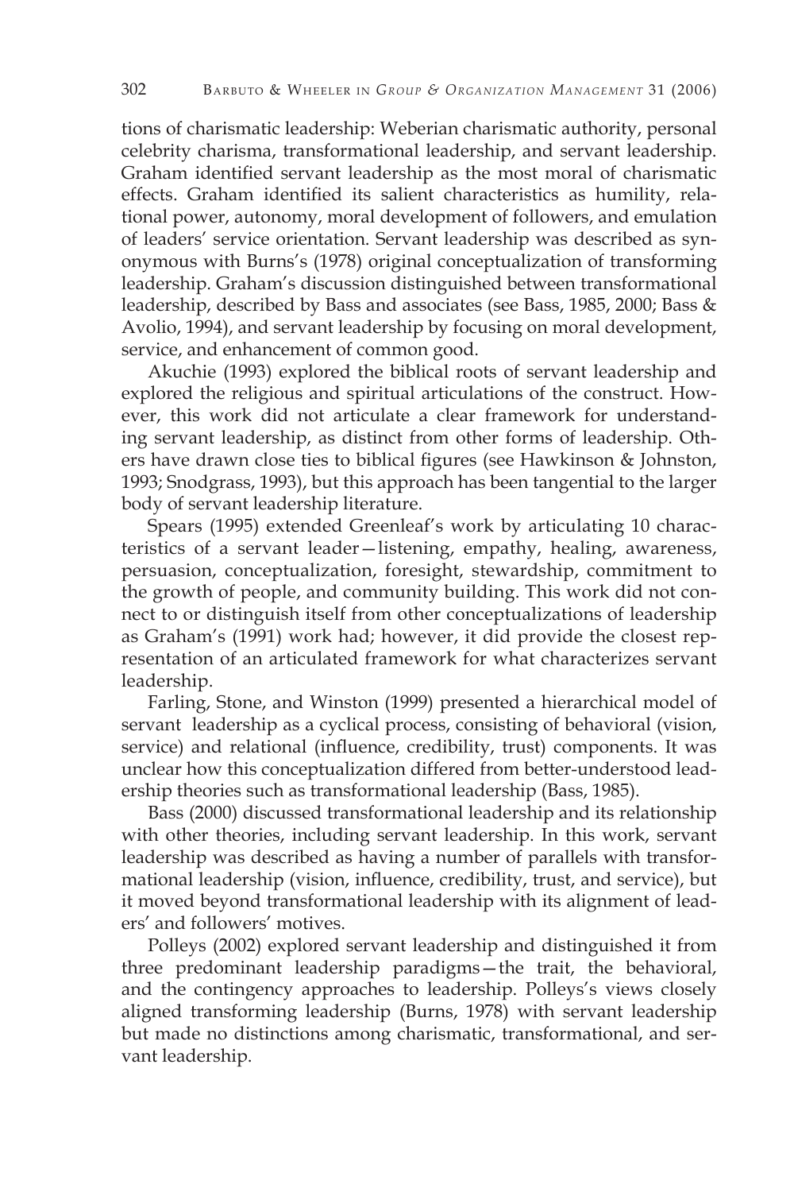tions of charismatic leadership: Weberian charismatic authority, personal celebrity charisma, transformational leadership, and servant leadership. Graham identified servant leadership as the most moral of charismatic effects. Graham identified its salient characteristics as humility, relational power, autonomy, moral development of followers, and emulation of leaders' service orientation. Servant leadership was described as synonymous with Burns's (1978) original conceptualization of transforming leadership. Graham's discussion distinguished between transformational leadership, described by Bass and associates (see Bass, 1985, 2000; Bass & Avolio, 1994), and servant leadership by focusing on moral development, service, and enhancement of common good.

Akuchie (1993) explored the biblical roots of servant leadership and explored the religious and spiritual articulations of the construct. However, this work did not articulate a clear framework for understanding servant leadership, as distinct from other forms of leadership. Others have drawn close ties to biblical figures (see Hawkinson & Johnston, 1993; Snodgrass, 1993), but this approach has been tangential to the larger body of servant leadership literature.

Spears (1995) extended Greenleaf's work by articulating 10 characteristics of a servant leader—listening, empathy, healing, awareness, persuasion, conceptualization, foresight, stewardship, commitment to the growth of people, and community building. This work did not connect to or distinguish itself from other conceptualizations of leadership as Graham's (1991) work had; however, it did provide the closest representation of an articulated framework for what characterizes servant leadership.

Farling, Stone, and Winston (1999) presented a hierarchical model of servant leadership as a cyclical process, consisting of behavioral (vision, service) and relational (influence, credibility, trust) components. It was unclear how this conceptualization differed from better-understood leadership theories such as transformational leadership (Bass, 1985).

Bass (2000) discussed transformational leadership and its relationship with other theories, including servant leadership. In this work, servant leadership was described as having a number of parallels with transformational leadership (vision, influence, credibility, trust, and service), but it moved beyond transformational leadership with its alignment of leaders' and followers' motives.

Polleys (2002) explored servant leadership and distinguished it from three predominant leadership paradigms—the trait, the behavioral, and the contingency approaches to leadership. Polleys's views closely aligned transforming leadership (Burns, 1978) with servant leadership but made no distinctions among charismatic, transformational, and servant leadership.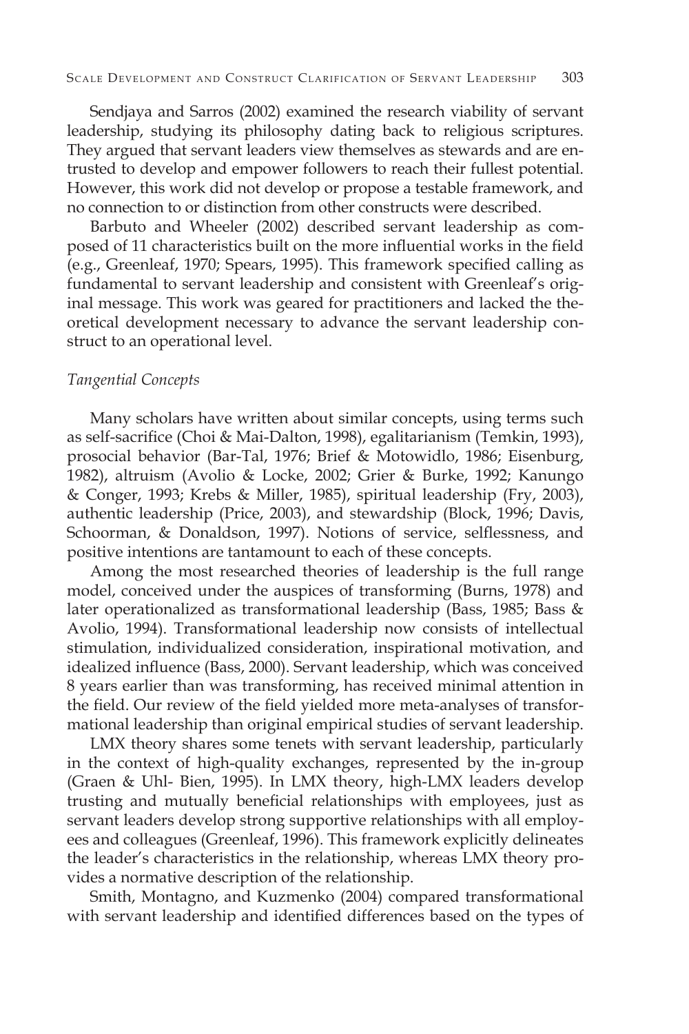Sendjaya and Sarros (2002) examined the research viability of servant leadership, studying its philosophy dating back to religious scriptures. They argued that servant leaders view themselves as stewards and are entrusted to develop and empower followers to reach their fullest potential. However, this work did not develop or propose a testable framework, and no connection to or distinction from other constructs were described.

Barbuto and Wheeler (2002) described servant leadership as composed of 11 characteristics built on the more influential works in the field (e.g., Greenleaf, 1970; Spears, 1995). This framework specified calling as fundamental to servant leadership and consistent with Greenleaf's original message. This work was geared for practitioners and lacked the theoretical development necessary to advance the servant leadership construct to an operational level.

### *Tangential Concepts*

Many scholars have written about similar concepts, using terms such as self-sacrifice (Choi & Mai-Dalton, 1998), egalitarianism (Temkin, 1993), prosocial behavior (Bar-Tal, 1976; Brief & Motowidlo, 1986; Eisenburg, 1982), altruism (Avolio & Locke, 2002; Grier & Burke, 1992; Kanungo & Conger, 1993; Krebs & Miller, 1985), spiritual leadership (Fry, 2003), authentic leadership (Price, 2003), and stewardship (Block, 1996; Davis, Schoorman, & Donaldson, 1997). Notions of service, selflessness, and positive intentions are tantamount to each of these concepts.

Among the most researched theories of leadership is the full range model, conceived under the auspices of transforming (Burns, 1978) and later operationalized as transformational leadership (Bass, 1985; Bass & Avolio, 1994). Transformational leadership now consists of intellectual stimulation, individualized consideration, inspirational motivation, and idealized influence (Bass, 2000). Servant leadership, which was conceived 8 years earlier than was transforming, has received minimal attention in the field. Our review of the field yielded more meta-analyses of transformational leadership than original empirical studies of servant leadership.

LMX theory shares some tenets with servant leadership, particularly in the context of high-quality exchanges, represented by the in-group (Graen & Uhl- Bien, 1995). In LMX theory, high-LMX leaders develop trusting and mutually beneficial relationships with employees, just as servant leaders develop strong supportive relationships with all employees and colleagues (Greenleaf, 1996). This framework explicitly delineates the leader's characteristics in the relationship, whereas LMX theory provides a normative description of the relationship.

Smith, Montagno, and Kuzmenko (2004) compared transformational with servant leadership and identified differences based on the types of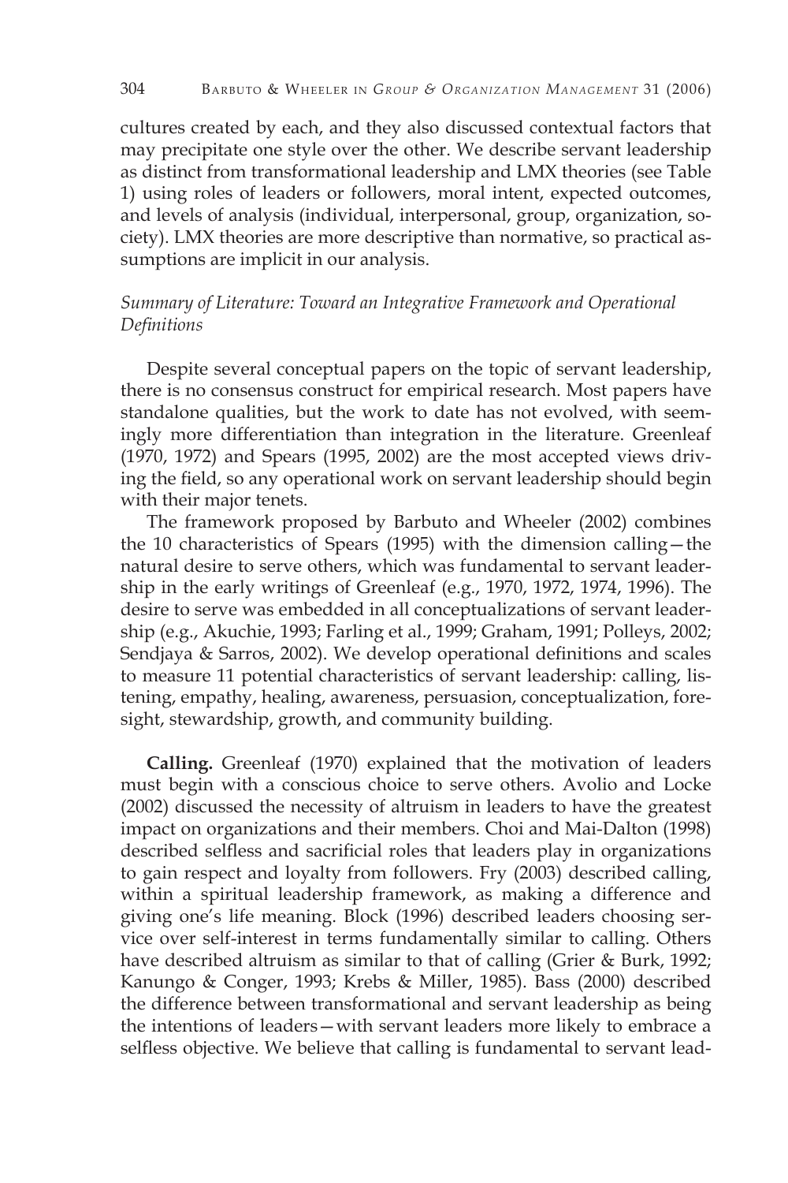cultures created by each, and they also discussed contextual factors that may precipitate one style over the other. We describe servant leadership as distinct from transformational leadership and LMX theories (see Table 1) using roles of leaders or followers, moral intent, expected outcomes, and levels of analysis (individual, interpersonal, group, organization, society). LMX theories are more descriptive than normative, so practical assumptions are implicit in our analysis.

### *Summary of Literature: Toward an Integrative Framework and Operational Definitions*

Despite several conceptual papers on the topic of servant leadership, there is no consensus construct for empirical research. Most papers have standalone qualities, but the work to date has not evolved, with seemingly more differentiation than integration in the literature. Greenleaf (1970, 1972) and Spears (1995, 2002) are the most accepted views driving the field, so any operational work on servant leadership should begin with their major tenets.

The framework proposed by Barbuto and Wheeler (2002) combines the 10 characteristics of Spears (1995) with the dimension calling—the natural desire to serve others, which was fundamental to servant leadership in the early writings of Greenleaf (e.g., 1970, 1972, 1974, 1996). The desire to serve was embedded in all conceptualizations of servant leadership (e.g., Akuchie, 1993; Farling et al., 1999; Graham, 1991; Polleys, 2002; Sendjaya & Sarros, 2002). We develop operational definitions and scales to measure 11 potential characteristics of servant leadership: calling, listening, empathy, healing, awareness, persuasion, conceptualization, foresight, stewardship, growth, and community building.

**Calling.** Greenleaf (1970) explained that the motivation of leaders must begin with a conscious choice to serve others. Avolio and Locke (2002) discussed the necessity of altruism in leaders to have the greatest impact on organizations and their members. Choi and Mai-Dalton (1998) described selfless and sacrificial roles that leaders play in organizations to gain respect and loyalty from followers. Fry (2003) described calling, within a spiritual leadership framework, as making a difference and giving one's life meaning. Block (1996) described leaders choosing service over self-interest in terms fundamentally similar to calling. Others have described altruism as similar to that of calling (Grier & Burk, 1992; Kanungo & Conger, 1993; Krebs & Miller, 1985). Bass (2000) described the difference between transformational and servant leadership as being the intentions of leaders—with servant leaders more likely to embrace a selfless objective. We believe that calling is fundamental to servant lead-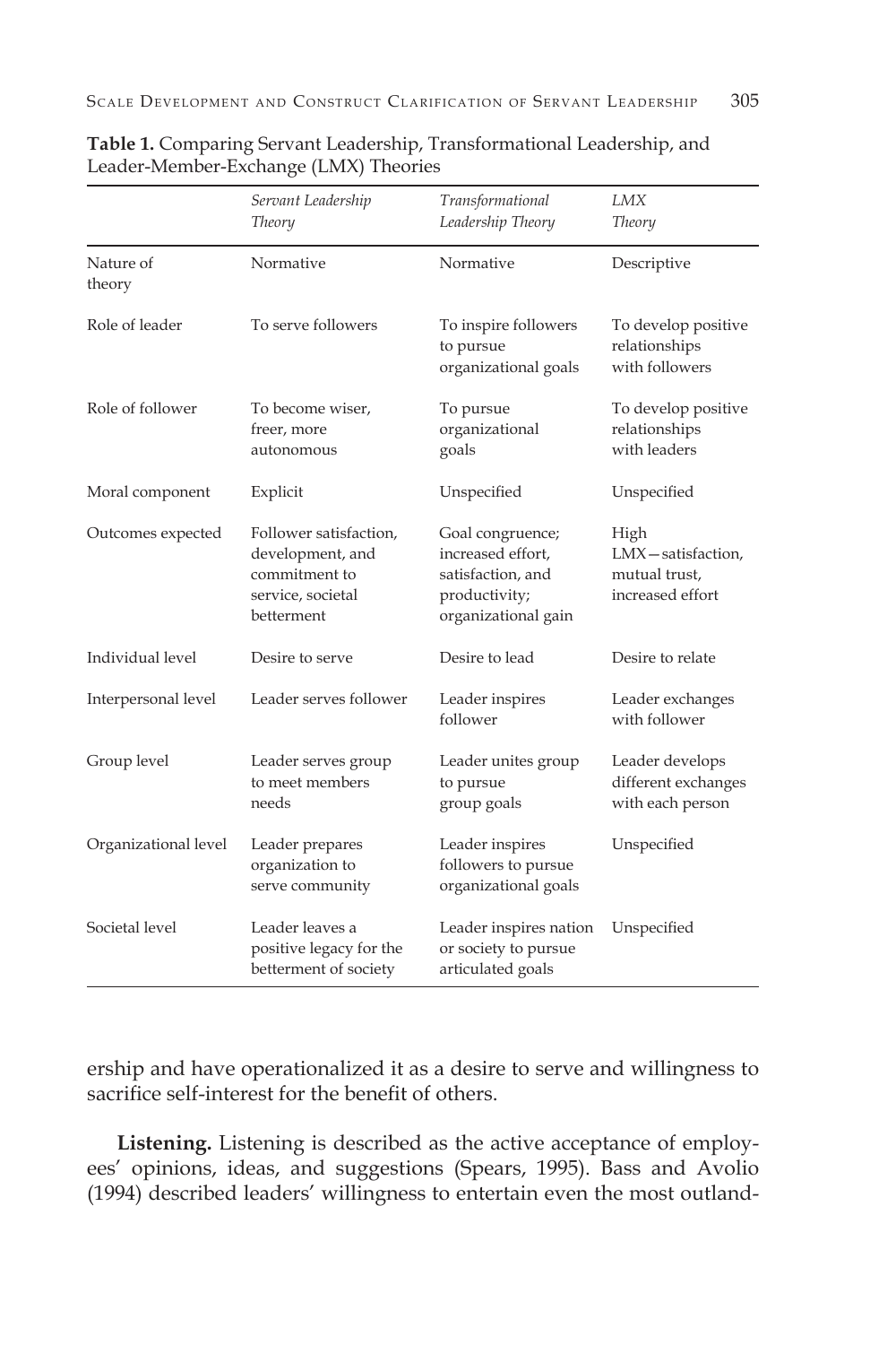**Table 1.** Comparing Servant Leadership, Transformational Leadership, and Leader-Member-Exchange (LMX) Theories

| | *Servant Leadership Theory* | *Transformational Leadership Theory* | *LMX Theory* |
|---|---|---|---|
| Nature of theory | Normative | Normative | Descriptive |
| Role of leader | To serve followers | To inspire followers to pursue organizational goals | To develop positive relationships with followers |
| Role of follower | To become wiser, freer, more autonomous | To pursue organizational goals | To develop positive relationships with leaders |
| Moral component | Explicit | Unspecified | Unspecified |
| Outcomes expected | Follower satisfaction, development, and commitment to service, societal betterment | Goal congruence; increased effort, satisfaction, and productivity; organizational gain | High LMX—satisfaction, mutual trust, increased effort |
| Individual level | Desire to serve | Desire to lead | Desire to relate |
| Interpersonal level | Leader serves follower | Leader inspires follower | Leader exchanges with follower |
| Group level | Leader serves group to meet members needs | Leader unites group to pursue group goals | Leader develops different exchanges with each person |
| Organizational level | Leader prepares organization to serve community | Leader inspires followers to pursue organizational goals | Unspecified |
| Societal level | Leader leaves a positive legacy for the betterment of society | Leader inspires nation or society to pursue articulated goals | Unspecified |

ership and have operationalized it as a desire to serve and willingness to sacrifice self-interest for the benefit of others.

**Listening.** Listening is described as the active acceptance of employees' opinions, ideas, and suggestions (Spears, 1995). Bass and Avolio (1994) described leaders' willingness to entertain even the most outland-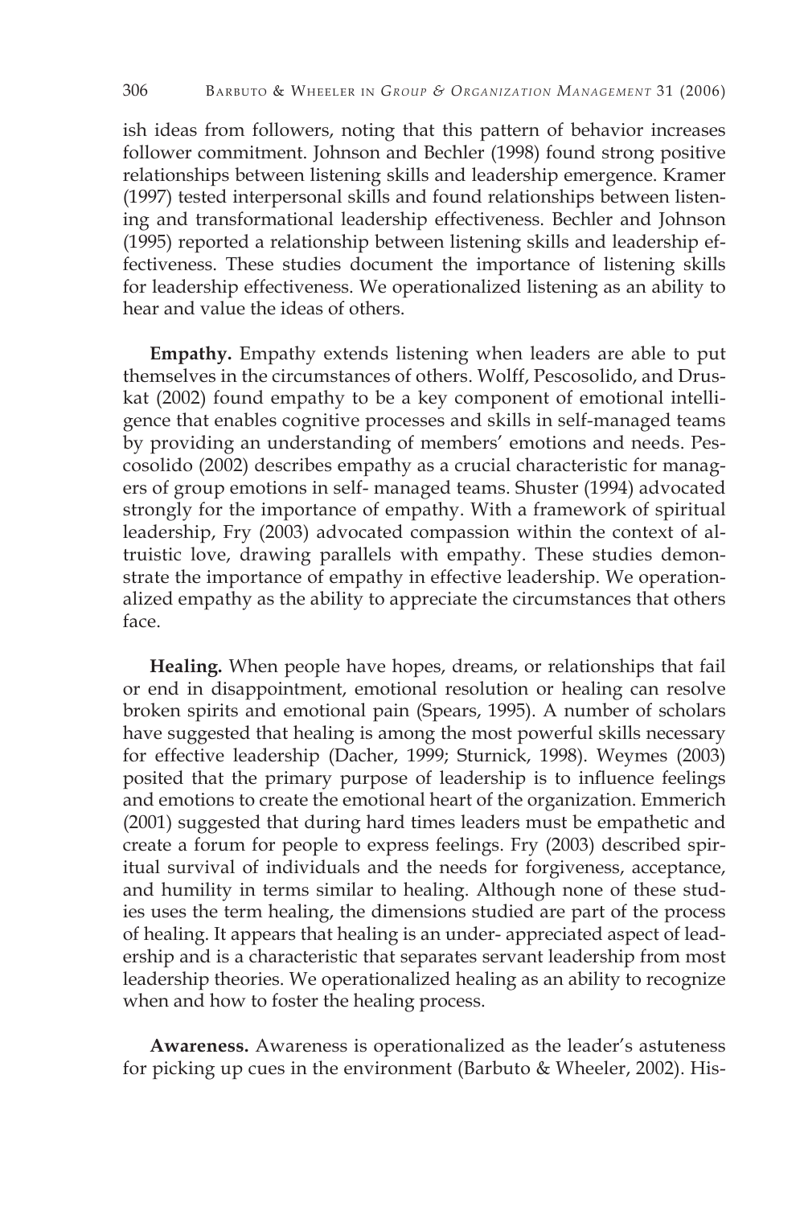ish ideas from followers, noting that this pattern of behavior increases follower commitment. Johnson and Bechler (1998) found strong positive relationships between listening skills and leadership emergence. Kramer (1997) tested interpersonal skills and found relationships between listening and transformational leadership effectiveness. Bechler and Johnson (1995) reported a relationship between listening skills and leadership effectiveness. These studies document the importance of listening skills for leadership effectiveness. We operationalized listening as an ability to hear and value the ideas of others.

**Empathy.** Empathy extends listening when leaders are able to put themselves in the circumstances of others. Wolff, Pescosolido, and Druskat (2002) found empathy to be a key component of emotional intelligence that enables cognitive processes and skills in self-managed teams by providing an understanding of members' emotions and needs. Pescosolido (2002) describes empathy as a crucial characteristic for managers of group emotions in self- managed teams. Shuster (1994) advocated strongly for the importance of empathy. With a framework of spiritual leadership, Fry (2003) advocated compassion within the context of altruistic love, drawing parallels with empathy. These studies demonstrate the importance of empathy in effective leadership. We operationalized empathy as the ability to appreciate the circumstances that others face.

**Healing.** When people have hopes, dreams, or relationships that fail or end in disappointment, emotional resolution or healing can resolve broken spirits and emotional pain (Spears, 1995). A number of scholars have suggested that healing is among the most powerful skills necessary for effective leadership (Dacher, 1999; Sturnick, 1998). Weymes (2003) posited that the primary purpose of leadership is to influence feelings and emotions to create the emotional heart of the organization. Emmerich (2001) suggested that during hard times leaders must be empathetic and create a forum for people to express feelings. Fry (2003) described spiritual survival of individuals and the needs for forgiveness, acceptance, and humility in terms similar to healing. Although none of these studies uses the term healing, the dimensions studied are part of the process of healing. It appears that healing is an under- appreciated aspect of leadership and is a characteristic that separates servant leadership from most leadership theories. We operationalized healing as an ability to recognize when and how to foster the healing process.

**Awareness.** Awareness is operationalized as the leader's astuteness for picking up cues in the environment (Barbuto & Wheeler, 2002). His-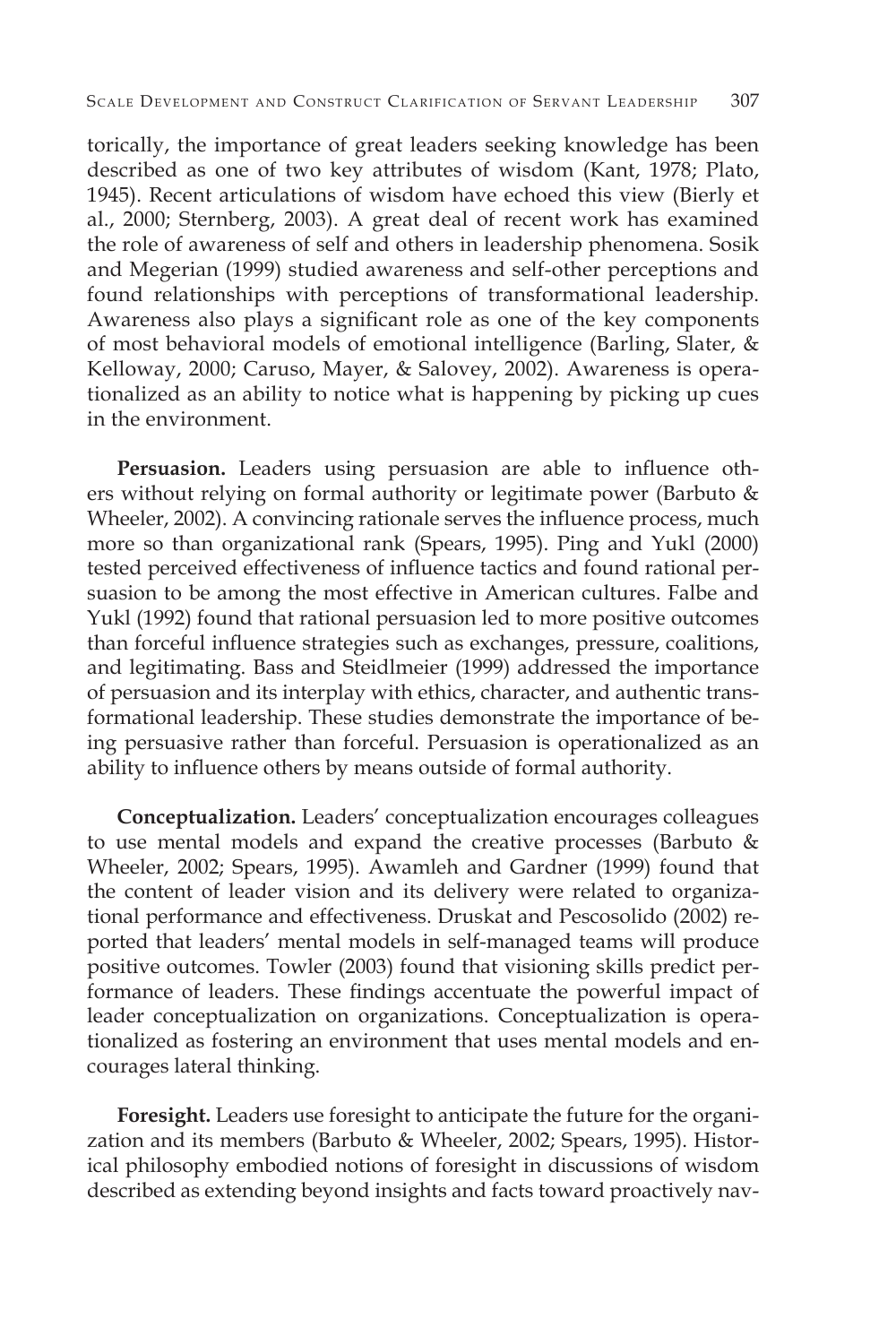torically, the importance of great leaders seeking knowledge has been described as one of two key attributes of wisdom (Kant, 1978; Plato, 1945). Recent articulations of wisdom have echoed this view (Bierly et al., 2000; Sternberg, 2003). A great deal of recent work has examined the role of awareness of self and others in leadership phenomena. Sosik and Megerian (1999) studied awareness and self-other perceptions and found relationships with perceptions of transformational leadership. Awareness also plays a significant role as one of the key components of most behavioral models of emotional intelligence (Barling, Slater, & Kelloway, 2000; Caruso, Mayer, & Salovey, 2002). Awareness is operationalized as an ability to notice what is happening by picking up cues in the environment.

**Persuasion.** Leaders using persuasion are able to influence others without relying on formal authority or legitimate power (Barbuto & Wheeler, 2002). A convincing rationale serves the influence process, much more so than organizational rank (Spears, 1995). Ping and Yukl (2000) tested perceived effectiveness of influence tactics and found rational persuasion to be among the most effective in American cultures. Falbe and Yukl (1992) found that rational persuasion led to more positive outcomes than forceful influence strategies such as exchanges, pressure, coalitions, and legitimating. Bass and Steidlmeier (1999) addressed the importance of persuasion and its interplay with ethics, character, and authentic transformational leadership. These studies demonstrate the importance of being persuasive rather than forceful. Persuasion is operationalized as an ability to influence others by means outside of formal authority.

**Conceptualization.** Leaders' conceptualization encourages colleagues to use mental models and expand the creative processes (Barbuto & Wheeler, 2002; Spears, 1995). Awamleh and Gardner (1999) found that the content of leader vision and its delivery were related to organizational performance and effectiveness. Druskat and Pescosolido (2002) reported that leaders' mental models in self-managed teams will produce positive outcomes. Towler (2003) found that visioning skills predict performance of leaders. These findings accentuate the powerful impact of leader conceptualization on organizations. Conceptualization is operationalized as fostering an environment that uses mental models and encourages lateral thinking.

**Foresight.** Leaders use foresight to anticipate the future for the organization and its members (Barbuto & Wheeler, 2002; Spears, 1995). Historical philosophy embodied notions of foresight in discussions of wisdom described as extending beyond insights and facts toward proactively nav-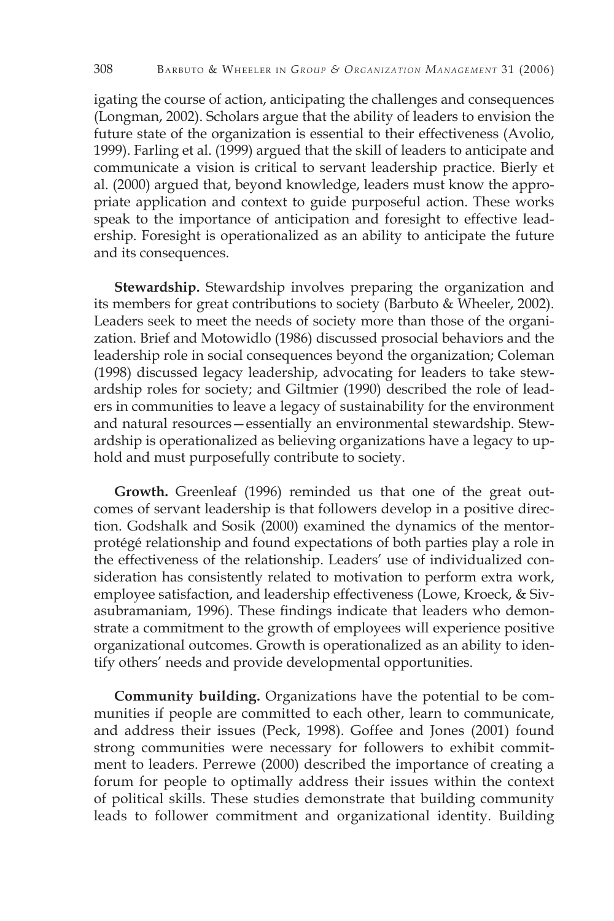igating the course of action, anticipating the challenges and consequences (Longman, 2002). Scholars argue that the ability of leaders to envision the future state of the organization is essential to their effectiveness (Avolio, 1999). Farling et al. (1999) argued that the skill of leaders to anticipate and communicate a vision is critical to servant leadership practice. Bierly et al. (2000) argued that, beyond knowledge, leaders must know the appropriate application and context to guide purposeful action. These works speak to the importance of anticipation and foresight to effective leadership. Foresight is operationalized as an ability to anticipate the future and its consequences.

**Stewardship.** Stewardship involves preparing the organization and its members for great contributions to society (Barbuto & Wheeler, 2002). Leaders seek to meet the needs of society more than those of the organization. Brief and Motowidlo (1986) discussed prosocial behaviors and the leadership role in social consequences beyond the organization; Coleman (1998) discussed legacy leadership, advocating for leaders to take stewardship roles for society; and Giltmier (1990) described the role of leaders in communities to leave a legacy of sustainability for the environment and natural resources—essentially an environmental stewardship. Stewardship is operationalized as believing organizations have a legacy to uphold and must purposefully contribute to society.

**Growth.** Greenleaf (1996) reminded us that one of the great outcomes of servant leadership is that followers develop in a positive direction. Godshalk and Sosik (2000) examined the dynamics of the mentor-protégé relationship and found expectations of both parties play a role in the effectiveness of the relationship. Leaders' use of individualized consideration has consistently related to motivation to perform extra work, employee satisfaction, and leadership effectiveness (Lowe, Kroeck, & Sivasubramaniam, 1996). These findings indicate that leaders who demonstrate a commitment to the growth of employees will experience positive organizational outcomes. Growth is operationalized as an ability to identify others' needs and provide developmental opportunities.

**Community building.** Organizations have the potential to be communities if people are committed to each other, learn to communicate, and address their issues (Peck, 1998). Goffee and Jones (2001) found strong communities were necessary for followers to exhibit commitment to leaders. Perrewe (2000) described the importance of creating a forum for people to optimally address their issues within the context of political skills. These studies demonstrate that building community leads to follower commitment and organizational identity. Building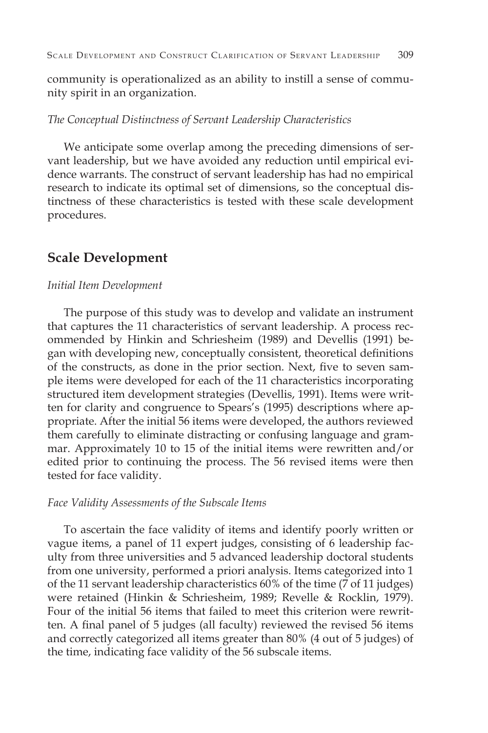community is operationalized as an ability to instill a sense of community spirit in an organization.

*The Conceptual Distinctness of Servant Leadership Characteristics*

We anticipate some overlap among the preceding dimensions of servant leadership, but we have avoided any reduction until empirical evidence warrants. The construct of servant leadership has had no empirical research to indicate its optimal set of dimensions, so the conceptual distinctness of these characteristics is tested with these scale development procedures.

## Scale Development

*Initial Item Development*

The purpose of this study was to develop and validate an instrument that captures the 11 characteristics of servant leadership. A process recommended by Hinkin and Schriesheim (1989) and Devellis (1991) began with developing new, conceptually consistent, theoretical definitions of the constructs, as done in the prior section. Next, five to seven sample items were developed for each of the 11 characteristics incorporating structured item development strategies (Devellis, 1991). Items were written for clarity and congruence to Spears's (1995) descriptions where appropriate. After the initial 56 items were developed, the authors reviewed them carefully to eliminate distracting or confusing language and grammar. Approximately 10 to 15 of the initial items were rewritten and/or edited prior to continuing the process. The 56 revised items were then tested for face validity.

*Face Validity Assessments of the Subscale Items*

To ascertain the face validity of items and identify poorly written or vague items, a panel of 11 expert judges, consisting of 6 leadership faculty from three universities and 5 advanced leadership doctoral students from one university, performed a priori analysis. Items categorized into 1 of the 11 servant leadership characteristics 60% of the time (7 of 11 judges) were retained (Hinkin & Schriesheim, 1989; Revelle & Rocklin, 1979). Four of the initial 56 items that failed to meet this criterion were rewritten. A final panel of 5 judges (all faculty) reviewed the revised 56 items and correctly categorized all items greater than 80% (4 out of 5 judges) of the time, indicating face validity of the 56 subscale items.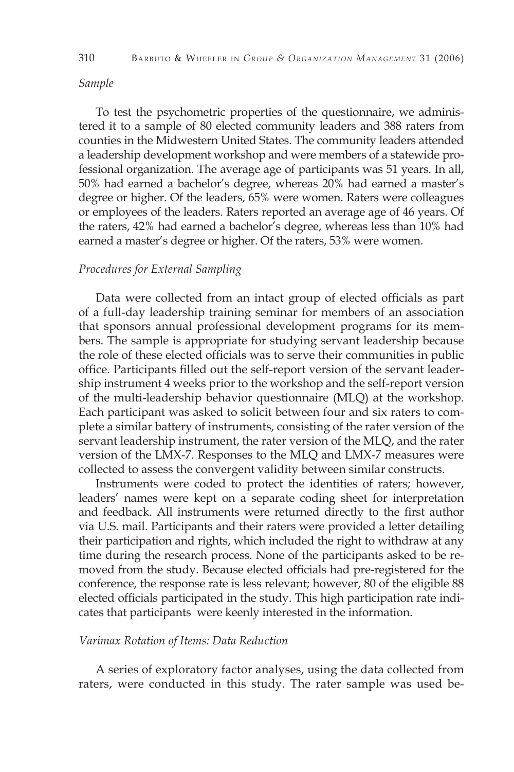*Sample*

To test the psychometric properties of the questionnaire, we administered it to a sample of 80 elected community leaders and 388 raters from counties in the Midwestern United States. The community leaders attended a leadership development workshop and were members of a statewide professional organization. The average age of participants was 51 years. In all, 50% had earned a bachelor's degree, whereas 20% had earned a master's degree or higher. Of the leaders, 65% were women. Raters were colleagues or employees of the leaders. Raters reported an average age of 46 years. Of the raters, 42% had earned a bachelor's degree, whereas less than 10% had earned a master's degree or higher. Of the raters, 53% were women.

*Procedures for External Sampling*

Data were collected from an intact group of elected officials as part of a full-day leadership training seminar for members of an association that sponsors annual professional development programs for its members. The sample is appropriate for studying servant leadership because the role of these elected officials was to serve their communities in public office. Participants filled out the self-report version of the servant leadership instrument 4 weeks prior to the workshop and the self-report version of the multi-leadership behavior questionnaire (MLQ) at the workshop. Each participant was asked to solicit between four and six raters to complete a similar battery of instruments, consisting of the rater version of the servant leadership instrument, the rater version of the MLQ, and the rater version of the LMX-7. Responses to the MLQ and LMX-7 measures were collected to assess the convergent validity between similar constructs.

Instruments were coded to protect the identities of raters; however, leaders' names were kept on a separate coding sheet for interpretation and feedback. All instruments were returned directly to the first author via U.S. mail. Participants and their raters were provided a letter detailing their participation and rights, which included the right to withdraw at any time during the research process. None of the participants asked to be removed from the study. Because elected officials had pre-registered for the conference, the response rate is less relevant; however, 80 of the eligible 88 elected officials participated in the study. This high participation rate indicates that participants were keenly interested in the information.

*Varimax Rotation of Items: Data Reduction*

A series of exploratory factor analyses, using the data collected from raters, were conducted in this study. The rater sample was used be-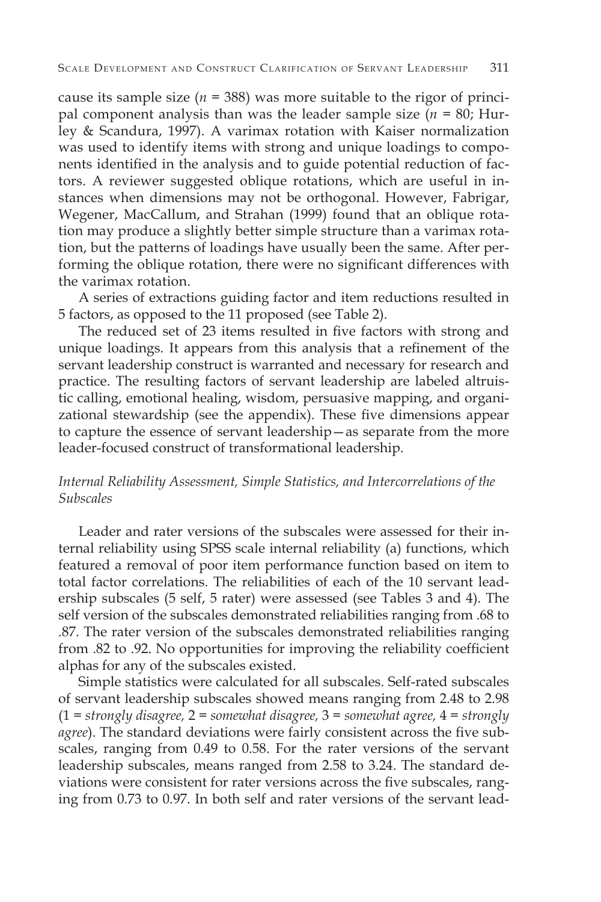cause its sample size ($n$ = 388) was more suitable to the rigor of principal component analysis than was the leader sample size ($n$ = 80; Hurley & Scandura, 1997). A varimax rotation with Kaiser normalization was used to identify items with strong and unique loadings to components identified in the analysis and to guide potential reduction of factors. A reviewer suggested oblique rotations, which are useful in instances when dimensions may not be orthogonal. However, Fabrigar, Wegener, MacCallum, and Strahan (1999) found that an oblique rotation may produce a slightly better simple structure than a varimax rotation, but the patterns of loadings have usually been the same. After performing the oblique rotation, there were no significant differences with the varimax rotation.

A series of extractions guiding factor and item reductions resulted in 5 factors, as opposed to the 11 proposed (see Table 2).

The reduced set of 23 items resulted in five factors with strong and unique loadings. It appears from this analysis that a refinement of the servant leadership construct is warranted and necessary for research and practice. The resulting factors of servant leadership are labeled altruistic calling, emotional healing, wisdom, persuasive mapping, and organizational stewardship (see the appendix). These five dimensions appear to capture the essence of servant leadership—as separate from the more leader-focused construct of transformational leadership.

### *Internal Reliability Assessment, Simple Statistics, and Intercorrelations of the Subscales*

Leader and rater versions of the subscales were assessed for their internal reliability using SPSS scale internal reliability (a) functions, which featured a removal of poor item performance function based on item to total factor correlations. The reliabilities of each of the 10 servant leadership subscales (5 self, 5 rater) were assessed (see Tables 3 and 4). The self version of the subscales demonstrated reliabilities ranging from .68 to .87. The rater version of the subscales demonstrated reliabilities ranging from .82 to .92. No opportunities for improving the reliability coefficient alphas for any of the subscales existed.

Simple statistics were calculated for all subscales. Self-rated subscales of servant leadership subscales showed means ranging from 2.48 to 2.98 (1 = *strongly disagree,* 2 = *somewhat disagree,* 3 = *somewhat agree,* 4 = *strongly agree*). The standard deviations were fairly consistent across the five subscales, ranging from 0.49 to 0.58. For the rater versions of the servant leadership subscales, means ranged from 2.58 to 3.24. The standard deviations were consistent for rater versions across the five subscales, ranging from 0.73 to 0.97. In both self and rater versions of the servant lead-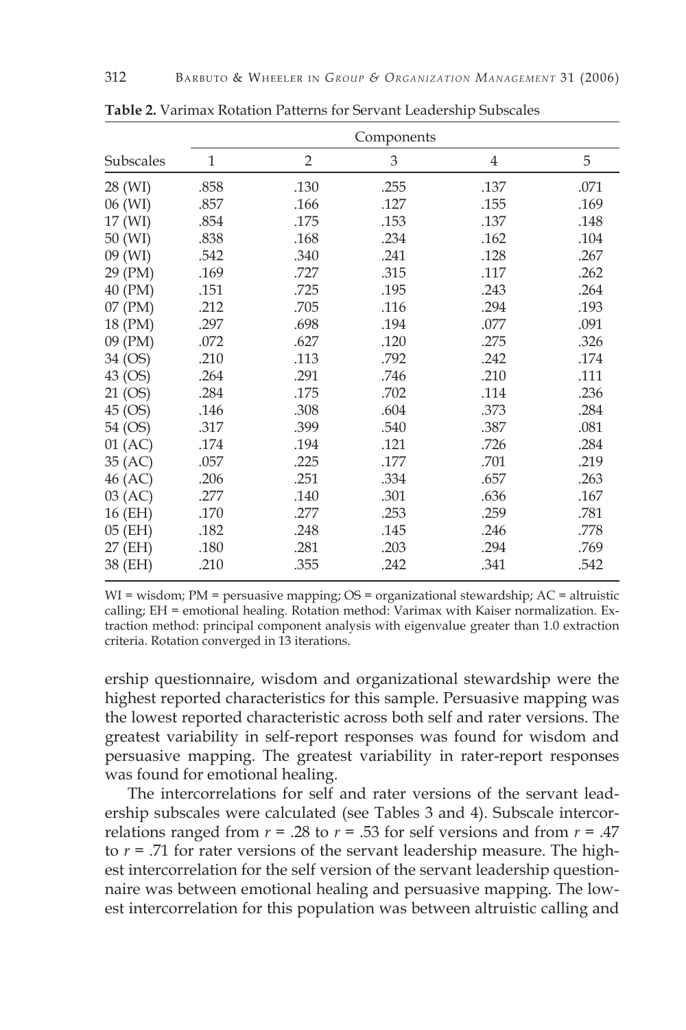**Table 2.** Varimax Rotation Patterns for Servant Leadership Subscales

| Subscales | Components | | | | |
|---|---|---|---|---|---|
| | 1 | 2 | 3 | 4 | 5 |
| 28 (WI) | .858 | .130 | .255 | .137 | .071 |
| 06 (WI) | .857 | .166 | .127 | .155 | .169 |
| 17 (WI) | .854 | .175 | .153 | .137 | .148 |
| 50 (WI) | .838 | .168 | .234 | .162 | .104 |
| 09 (WI) | .542 | .340 | .241 | .128 | .267 |
| 29 (PM) | .169 | .727 | .315 | .117 | .262 |
| 40 (PM) | .151 | .725 | .195 | .243 | .264 |
| 07 (PM) | .212 | .705 | .116 | .294 | .193 |
| 18 (PM) | .297 | .698 | .194 | .077 | .091 |
| 09 (PM) | .072 | .627 | .120 | .275 | .326 |
| 34 (OS) | .210 | .113 | .792 | .242 | .174 |
| 43 (OS) | .264 | .291 | .746 | .210 | .111 |
| 21 (OS) | .284 | .175 | .702 | .114 | .236 |
| 45 (OS) | .146 | .308 | .604 | .373 | .284 |
| 54 (OS) | .317 | .399 | .540 | .387 | .081 |
| 01 (AC) | .174 | .194 | .121 | .726 | .284 |
| 35 (AC) | .057 | .225 | .177 | .701 | .219 |
| 46 (AC) | .206 | .251 | .334 | .657 | .263 |
| 03 (AC) | .277 | .140 | .301 | .636 | .167 |
| 16 (EH) | .170 | .277 | .253 | .259 | .781 |
| 05 (EH) | .182 | .248 | .145 | .246 | .778 |
| 27 (EH) | .180 | .281 | .203 | .294 | .769 |
| 38 (EH) | .210 | .355 | .242 | .341 | .542 |

WI = wisdom; PM = persuasive mapping; OS = organizational stewardship; AC = altruistic calling; EH = emotional healing. Rotation method: Varimax with Kaiser normalization. Extraction method: principal component analysis with eigenvalue greater than 1.0 extraction criteria. Rotation converged in 13 iterations.

ership questionnaire, wisdom and organizational stewardship were the highest reported characteristics for this sample. Persuasive mapping was the lowest reported characteristic across both self and rater versions. The greatest variability in self-report responses was found for wisdom and persuasive mapping. The greatest variability in rater-report responses was found for emotional healing.

The intercorrelations for self and rater versions of the servant leadership subscales were calculated (see Tables 3 and 4). Subscale intercorrelations ranged from $r = .28$ to $r = .53$ for self versions and from $r = .47$ to $r = .71$ for rater versions of the servant leadership measure. The highest intercorrelation for the self version of the servant leadership questionnaire was between emotional healing and persuasive mapping. The lowest intercorrelation for this population was between altruistic calling and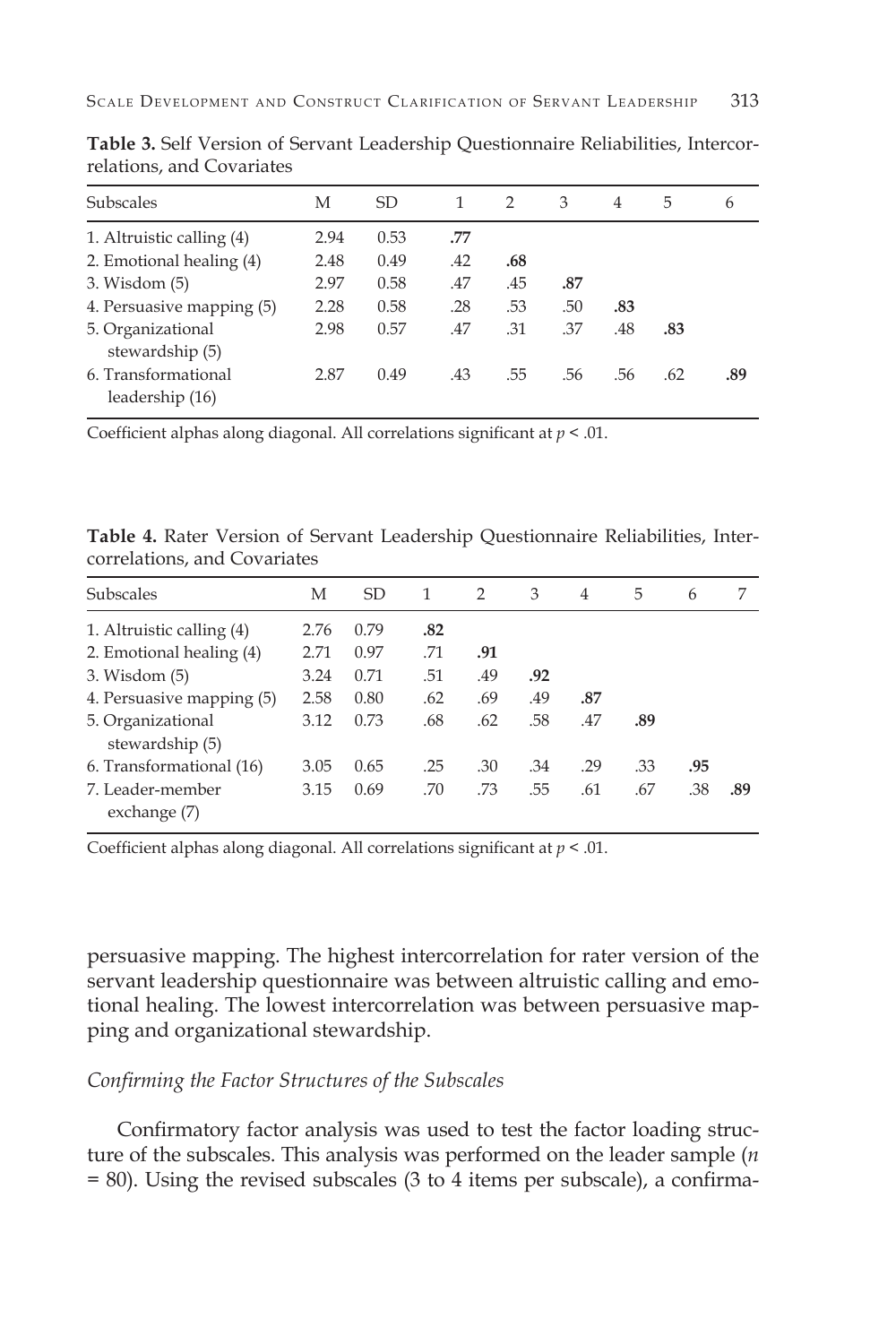**Table 3.** Self Version of Servant Leadership Questionnaire Reliabilities, Intercorrelations, and Covariates

| Subscales | M | SD | 1 | 2 | 3 | 4 | 5 | 6 |
|---|---|---|---|---|---|---|---|---|
| 1. Altruistic calling (4) | 2.94 | 0.53 | **.77** | | | | | |
| 2. Emotional healing (4) | 2.48 | 0.49 | .42 | **.68** | | | | |
| 3. Wisdom (5) | 2.97 | 0.58 | .47 | .45 | **.87** | | | |
| 4. Persuasive mapping (5) | 2.28 | 0.58 | .28 | .53 | .50 | **.83** | | |
| 5. Organizational stewardship (5) | 2.98 | 0.57 | .47 | .31 | .37 | .48 | **.83** | |
| 6. Transformational leadership (16) | 2.87 | 0.49 | .43 | .55 | .56 | .56 | .62 | **.89** |

Coefficient alphas along diagonal. All correlations significant at $p < .01$.

**Table 4.** Rater Version of Servant Leadership Questionnaire Reliabilities, Intercorrelations, and Covariates

| Subscales | M | SD | 1 | 2 | 3 | 4 | 5 | 6 | 7 |
|---|---|---|---|---|---|---|---|---|---|
| 1. Altruistic calling (4) | 2.76 | 0.79 | **.82** | | | | | | |
| 2. Emotional healing (4) | 2.71 | 0.97 | .71 | **.91** | | | | | |
| 3. Wisdom (5) | 3.24 | 0.71 | .51 | .49 | **.92** | | | | |
| 4. Persuasive mapping (5) | 2.58 | 0.80 | .62 | .69 | .49 | **.87** | | | |
| 5. Organizational stewardship (5) | 3.12 | 0.73 | .68 | .62 | .58 | .47 | **.89** | | |
| 6. Transformational (16) | 3.05 | 0.65 | .25 | .30 | .34 | .29 | .33 | **.95** | |
| 7. Leader-member exchange (7) | 3.15 | 0.69 | .70 | .73 | .55 | .61 | .67 | .38 | **.89** |

Coefficient alphas along diagonal. All correlations significant at $p < .01$.

persuasive mapping. The highest intercorrelation for rater version of the servant leadership questionnaire was between altruistic calling and emotional healing. The lowest intercorrelation was between persuasive mapping and organizational stewardship.

### *Confirming the Factor Structures of the Subscales*

Confirmatory factor analysis was used to test the factor loading structure of the subscales. This analysis was performed on the leader sample ($n$ = 80). Using the revised subscales (3 to 4 items per subscale), a confirma-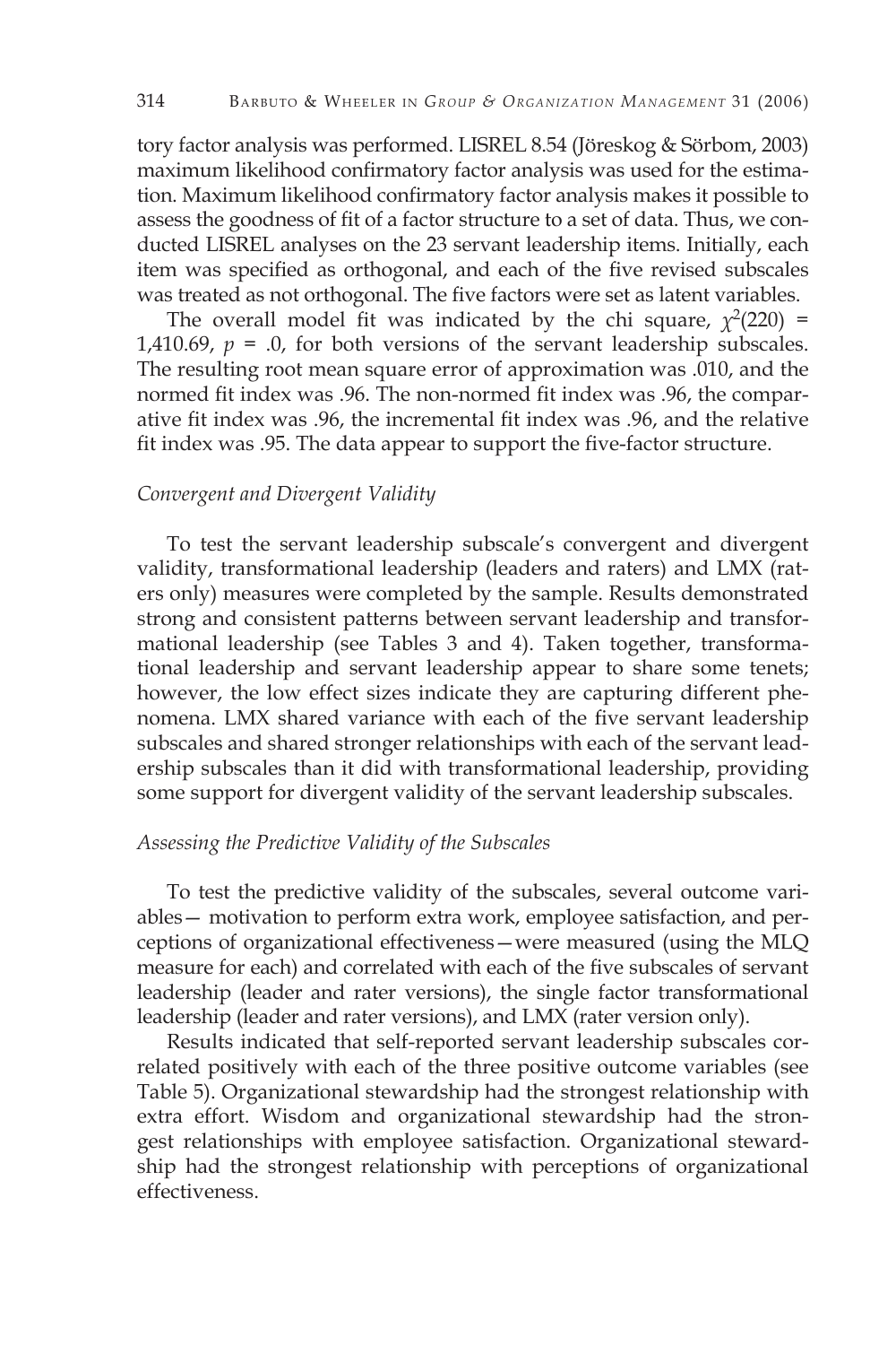tory factor analysis was performed. LISREL 8.54 (Jöreskog & Sörbom, 2003) maximum likelihood confirmatory factor analysis was used for the estimation. Maximum likelihood confirmatory factor analysis makes it possible to assess the goodness of fit of a factor structure to a set of data. Thus, we conducted LISREL analyses on the 23 servant leadership items. Initially, each item was specified as orthogonal, and each of the five revised subscales was treated as not orthogonal. The five factors were set as latent variables.

The overall model fit was indicated by the chi square, $\chi^2(220) = 1{,}410.69$, $p = .0$, for both versions of the servant leadership subscales. The resulting root mean square error of approximation was .010, and the normed fit index was .96. The non-normed fit index was .96, the comparative fit index was .96, the incremental fit index was .96, and the relative fit index was .95. The data appear to support the five-factor structure.

*Convergent and Divergent Validity*

To test the servant leadership subscale's convergent and divergent validity, transformational leadership (leaders and raters) and LMX (raters only) measures were completed by the sample. Results demonstrated strong and consistent patterns between servant leadership and transformational leadership (see Tables 3 and 4). Taken together, transformational leadership and servant leadership appear to share some tenets; however, the low effect sizes indicate they are capturing different phenomena. LMX shared variance with each of the five servant leadership subscales and shared stronger relationships with each of the servant leadership subscales than it did with transformational leadership, providing some support for divergent validity of the servant leadership subscales.

*Assessing the Predictive Validity of the Subscales*

To test the predictive validity of the subscales, several outcome variables— motivation to perform extra work, employee satisfaction, and perceptions of organizational effectiveness—were measured (using the MLQ measure for each) and correlated with each of the five subscales of servant leadership (leader and rater versions), the single factor transformational leadership (leader and rater versions), and LMX (rater version only).

Results indicated that self-reported servant leadership subscales correlated positively with each of the three positive outcome variables (see Table 5). Organizational stewardship had the strongest relationship with extra effort. Wisdom and organizational stewardship had the strongest relationships with employee satisfaction. Organizational stewardship had the strongest relationship with perceptions of organizational effectiveness.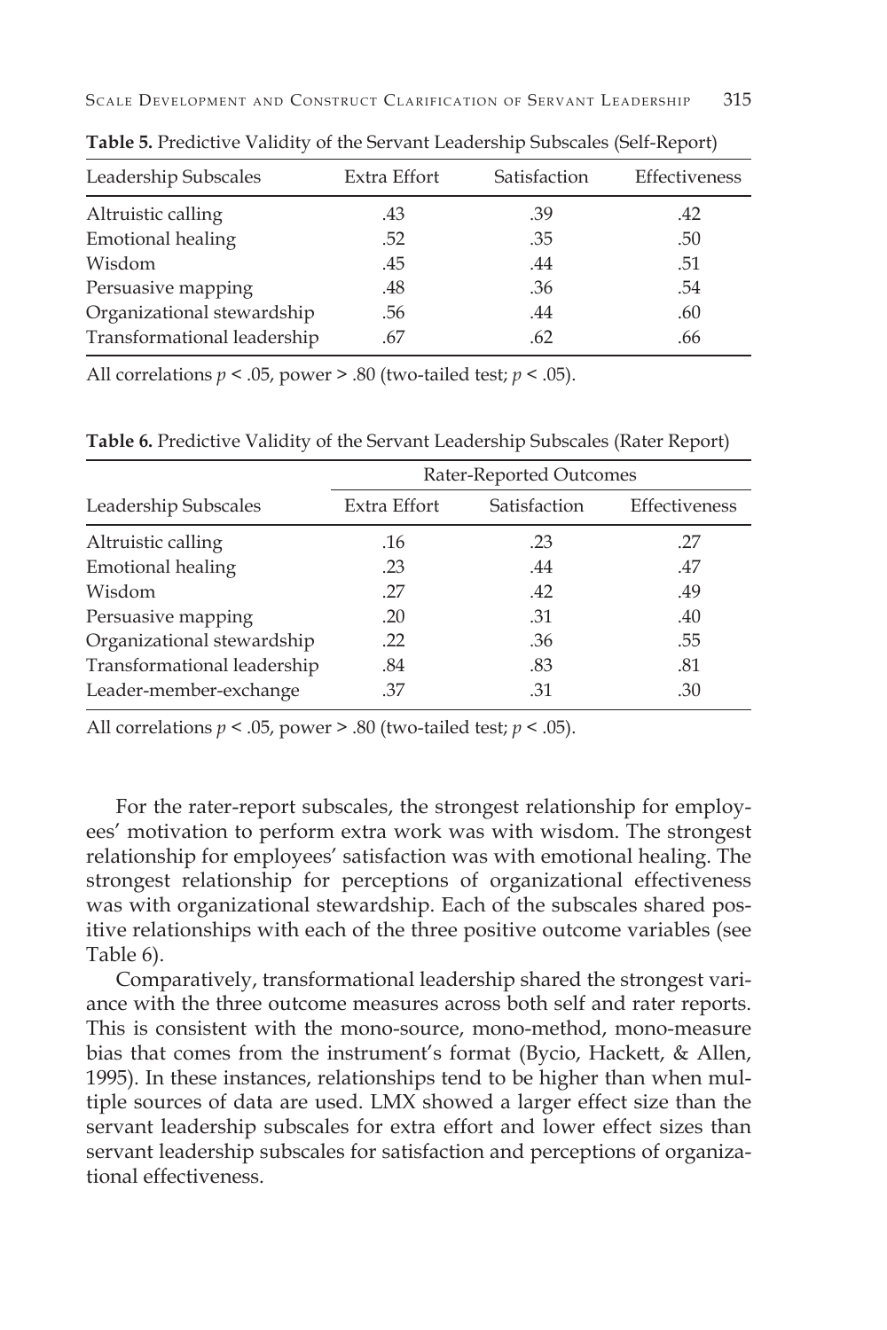**Table 5.** Predictive Validity of the Servant Leadership Subscales (Self-Report)

| Leadership Subscales | Extra Effort | Satisfaction | Effectiveness |
|---|---|---|---|
| Altruistic calling | .43 | .39 | .42 |
| Emotional healing | .52 | .35 | .50 |
| Wisdom | .45 | .44 | .51 |
| Persuasive mapping | .48 | .36 | .54 |
| Organizational stewardship | .56 | .44 | .60 |
| Transformational leadership | .67 | .62 | .66 |

All correlations $p < .05$, power > .80 (two-tailed test; $p < .05$).

**Table 6.** Predictive Validity of the Servant Leadership Subscales (Rater Report)

| | Rater-Reported Outcomes | | |
|---|---|---|---|
| Leadership Subscales | Extra Effort | Satisfaction | Effectiveness |
| Altruistic calling | .16 | .23 | .27 |
| Emotional healing | .23 | .44 | .47 |
| Wisdom | .27 | .42 | .49 |
| Persuasive mapping | .20 | .31 | .40 |
| Organizational stewardship | .22 | .36 | .55 |
| Transformational leadership | .84 | .83 | .81 |
| Leader-member-exchange | .37 | .31 | .30 |

All correlations $p < .05$, power > .80 (two-tailed test; $p < .05$).

For the rater-report subscales, the strongest relationship for employees' motivation to perform extra work was with wisdom. The strongest relationship for employees' satisfaction was with emotional healing. The strongest relationship for perceptions of organizational effectiveness was with organizational stewardship. Each of the subscales shared positive relationships with each of the three positive outcome variables (see Table 6).

Comparatively, transformational leadership shared the strongest variance with the three outcome measures across both self and rater reports. This is consistent with the mono-source, mono-method, mono-measure bias that comes from the instrument's format (Bycio, Hackett, & Allen, 1995). In these instances, relationships tend to be higher than when multiple sources of data are used. LMX showed a larger effect size than the servant leadership subscales for extra effort and lower effect sizes than servant leadership subscales for satisfaction and perceptions of organizational effectiveness.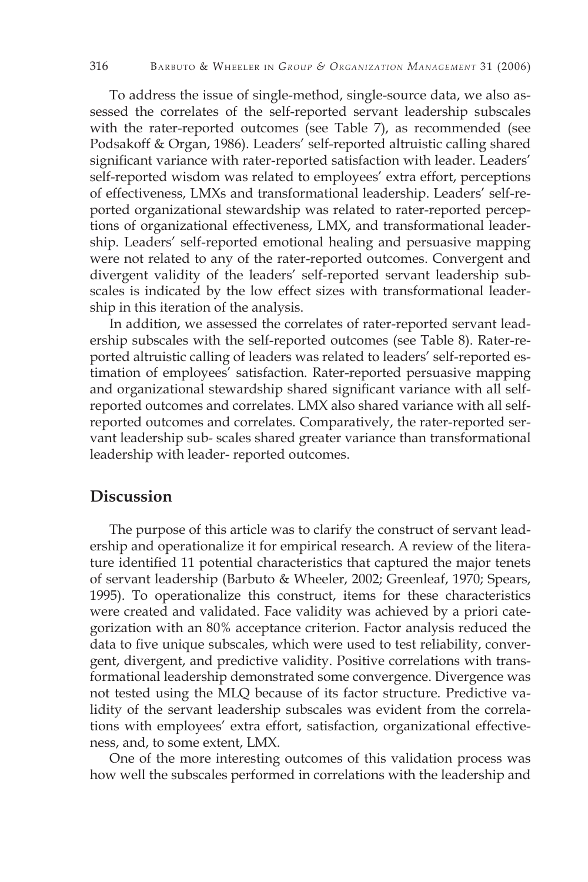To address the issue of single-method, single-source data, we also assessed the correlates of the self-reported servant leadership subscales with the rater-reported outcomes (see Table 7), as recommended (see Podsakoff & Organ, 1986). Leaders' self-reported altruistic calling shared significant variance with rater-reported satisfaction with leader. Leaders' self-reported wisdom was related to employees' extra effort, perceptions of effectiveness, LMXs and transformational leadership. Leaders' self-reported organizational stewardship was related to rater-reported perceptions of organizational effectiveness, LMX, and transformational leadership. Leaders' self-reported emotional healing and persuasive mapping were not related to any of the rater-reported outcomes. Convergent and divergent validity of the leaders' self-reported servant leadership subscales is indicated by the low effect sizes with transformational leadership in this iteration of the analysis.

In addition, we assessed the correlates of rater-reported servant leadership subscales with the self-reported outcomes (see Table 8). Rater-reported altruistic calling of leaders was related to leaders' self-reported estimation of employees' satisfaction. Rater-reported persuasive mapping and organizational stewardship shared significant variance with all self-reported outcomes and correlates. LMX also shared variance with all self-reported outcomes and correlates. Comparatively, the rater-reported servant leadership sub- scales shared greater variance than transformational leadership with leader- reported outcomes.

## Discussion

The purpose of this article was to clarify the construct of servant leadership and operationalize it for empirical research. A review of the literature identified 11 potential characteristics that captured the major tenets of servant leadership (Barbuto & Wheeler, 2002; Greenleaf, 1970; Spears, 1995). To operationalize this construct, items for these characteristics were created and validated. Face validity was achieved by a priori categorization with an 80% acceptance criterion. Factor analysis reduced the data to five unique subscales, which were used to test reliability, convergent, divergent, and predictive validity. Positive correlations with transformational leadership demonstrated some convergence. Divergence was not tested using the MLQ because of its factor structure. Predictive validity of the servant leadership subscales was evident from the correlations with employees' extra effort, satisfaction, organizational effectiveness, and, to some extent, LMX.

One of the more interesting outcomes of this validation process was how well the subscales performed in correlations with the leadership and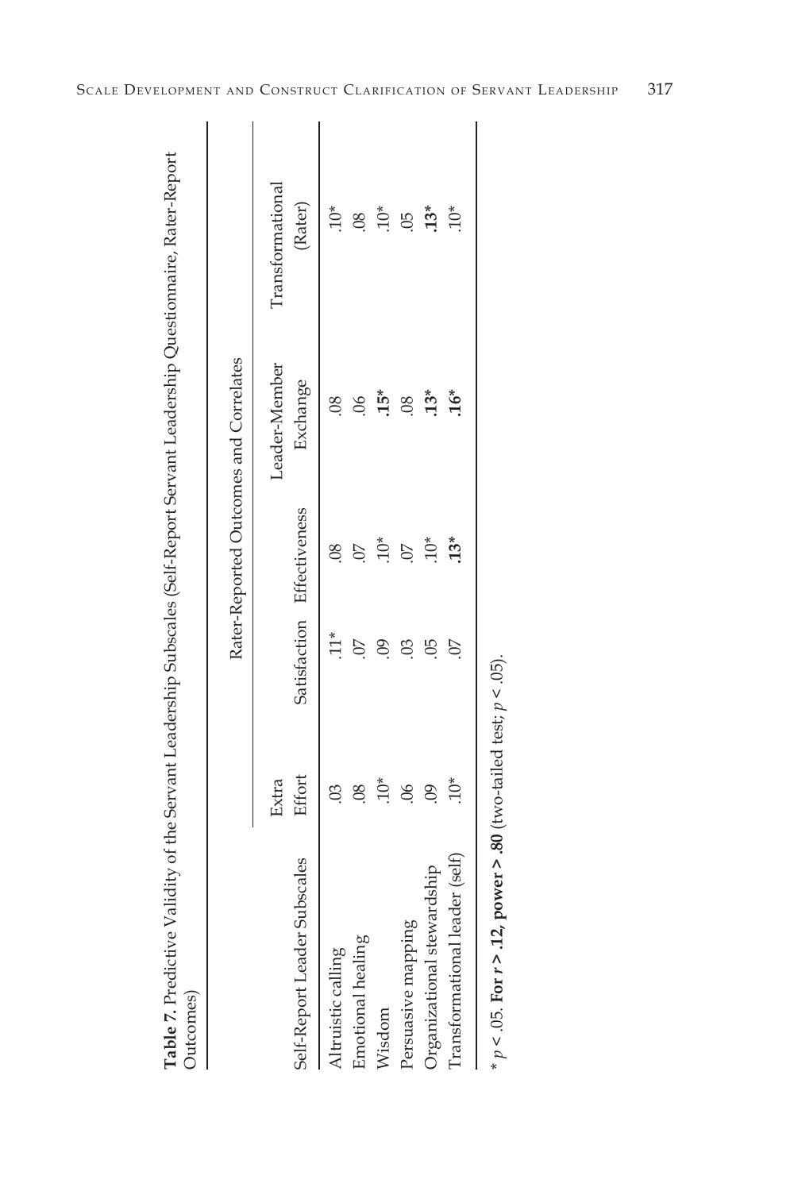**Table 7.** Predictive Validity of the Servant Leadership Subscales (Self-Report Servant Leadership Questionnaire, Rater-Report Outcomes)

| | Rater-Reported Outcomes and Correlates | | | | |
|---|---|---|---|---|---|
| Self-Report Leader Subscales | Extra Effort | Satisfaction | Effectiveness | Leader-Member Exchange | Transformational (Rater) |
| Altruistic calling | .03 | .11* | .08 | .08 | .10* |
| Emotional healing | .08 | .07 | .07 | .06 | .08 |
| Wisdom | .10* | .09 | .10* | **.15*** | .10* |
| Persuasive mapping | .06 | .03 | .07 | .08 | .05 |
| Organizational stewardship | .09 | .05 | .10* | **.13*** | **.13*** |
| Transformational leader (self) | .10* | .07 | **.13*** | **.16*** | .10* |

* $p < .05$. **For $r > .12$, power > .80** (two-tailed test; $p < .05$).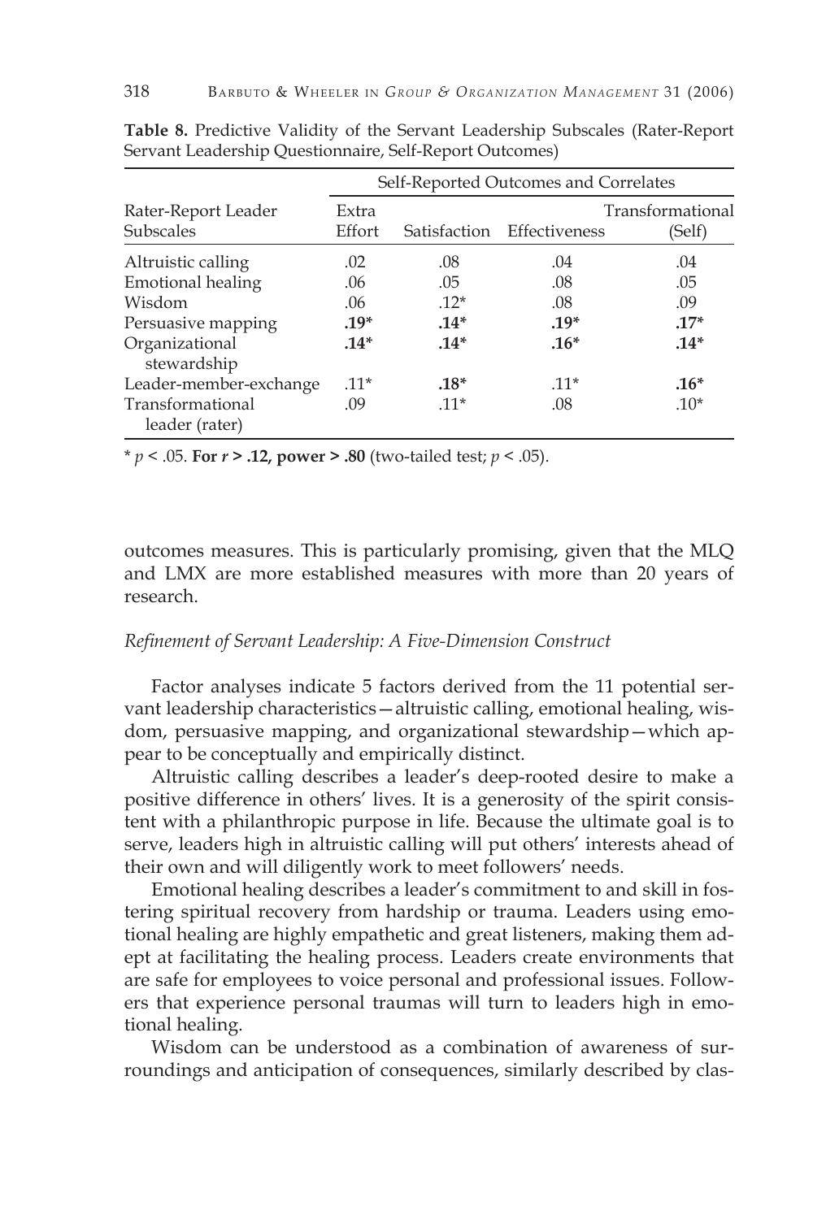**Table 8.** Predictive Validity of the Servant Leadership Subscales (Rater-Report Servant Leadership Questionnaire, Self-Report Outcomes)

| Rater-Report Leader Subscales | Self-Reported Outcomes and Correlates | | | |
|---|---|---|---|---|
| | Extra Effort | Satisfaction | Effectiveness | Transformational (Self) |
| Altruistic calling | .02 | .08 | .04 | .04 |
| Emotional healing | .06 | .05 | .08 | .05 |
| Wisdom | .06 | .12* | .08 | .09 |
| Persuasive mapping | **.19*** | **.14*** | **.19*** | **.17*** |
| Organizational stewardship | **.14*** | **.14*** | **.16*** | **.14*** |
| Leader-member-exchange | .11* | **.18*** | .11* | **.16*** |
| Transformational leader (rater) | .09 | .11* | .08 | .10* |

* $p < .05$. **For $r > .12$, power > .80** (two-tailed test; $p < .05$).

outcomes measures. This is particularly promising, given that the MLQ and LMX are more established measures with more than 20 years of research.

*Refinement of Servant Leadership: A Five-Dimension Construct*

Factor analyses indicate 5 factors derived from the 11 potential servant leadership characteristics—altruistic calling, emotional healing, wisdom, persuasive mapping, and organizational stewardship—which appear to be conceptually and empirically distinct.

Altruistic calling describes a leader's deep-rooted desire to make a positive difference in others' lives. It is a generosity of the spirit consistent with a philanthropic purpose in life. Because the ultimate goal is to serve, leaders high in altruistic calling will put others' interests ahead of their own and will diligently work to meet followers' needs.

Emotional healing describes a leader's commitment to and skill in fostering spiritual recovery from hardship or trauma. Leaders using emotional healing are highly empathetic and great listeners, making them adept at facilitating the healing process. Leaders create environments that are safe for employees to voice personal and professional issues. Followers that experience personal traumas will turn to leaders high in emotional healing.

Wisdom can be understood as a combination of awareness of surroundings and anticipation of consequences, similarly described by clas-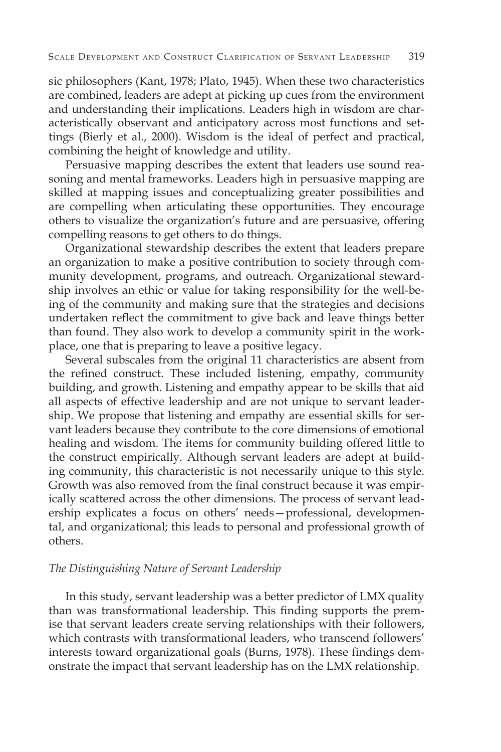sic philosophers (Kant, 1978; Plato, 1945). When these two characteristics are combined, leaders are adept at picking up cues from the environment and understanding their implications. Leaders high in wisdom are characteristically observant and anticipatory across most functions and settings (Bierly et al., 2000). Wisdom is the ideal of perfect and practical, combining the height of knowledge and utility.

Persuasive mapping describes the extent that leaders use sound reasoning and mental frameworks. Leaders high in persuasive mapping are skilled at mapping issues and conceptualizing greater possibilities and are compelling when articulating these opportunities. They encourage others to visualize the organization's future and are persuasive, offering compelling reasons to get others to do things.

Organizational stewardship describes the extent that leaders prepare an organization to make a positive contribution to society through community development, programs, and outreach. Organizational stewardship involves an ethic or value for taking responsibility for the well-being of the community and making sure that the strategies and decisions undertaken reflect the commitment to give back and leave things better than found. They also work to develop a community spirit in the workplace, one that is preparing to leave a positive legacy.

Several subscales from the original 11 characteristics are absent from the refined construct. These included listening, empathy, community building, and growth. Listening and empathy appear to be skills that aid all aspects of effective leadership and are not unique to servant leadership. We propose that listening and empathy are essential skills for servant leaders because they contribute to the core dimensions of emotional healing and wisdom. The items for community building offered little to the construct empirically. Although servant leaders are adept at building community, this characteristic is not necessarily unique to this style. Growth was also removed from the final construct because it was empirically scattered across the other dimensions. The process of servant leadership explicates a focus on others' needs—professional, developmental, and organizational; this leads to personal and professional growth of others.

### *The Distinguishing Nature of Servant Leadership*

In this study, servant leadership was a better predictor of LMX quality than was transformational leadership. This finding supports the premise that servant leaders create serving relationships with their followers, which contrasts with transformational leaders, who transcend followers' interests toward organizational goals (Burns, 1978). These findings demonstrate the impact that servant leadership has on the LMX relationship.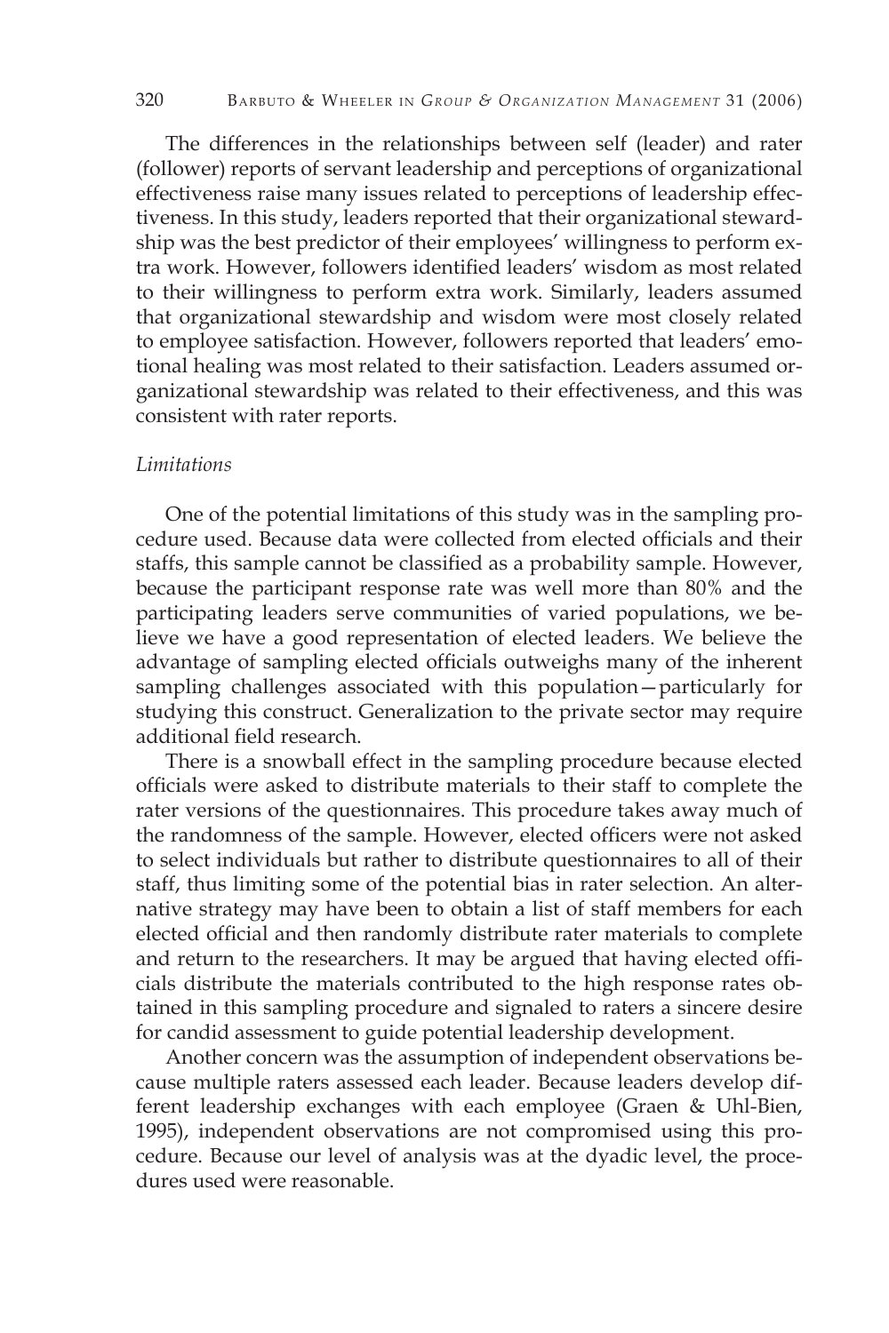The differences in the relationships between self (leader) and rater (follower) reports of servant leadership and perceptions of organizational effectiveness raise many issues related to perceptions of leadership effectiveness. In this study, leaders reported that their organizational stewardship was the best predictor of their employees' willingness to perform extra work. However, followers identified leaders' wisdom as most related to their willingness to perform extra work. Similarly, leaders assumed that organizational stewardship and wisdom were most closely related to employee satisfaction. However, followers reported that leaders' emotional healing was most related to their satisfaction. Leaders assumed organizational stewardship was related to their effectiveness, and this was consistent with rater reports.

### *Limitations*

One of the potential limitations of this study was in the sampling procedure used. Because data were collected from elected officials and their staffs, this sample cannot be classified as a probability sample. However, because the participant response rate was well more than 80% and the participating leaders serve communities of varied populations, we believe we have a good representation of elected leaders. We believe the advantage of sampling elected officials outweighs many of the inherent sampling challenges associated with this population—particularly for studying this construct. Generalization to the private sector may require additional field research.

There is a snowball effect in the sampling procedure because elected officials were asked to distribute materials to their staff to complete the rater versions of the questionnaires. This procedure takes away much of the randomness of the sample. However, elected officers were not asked to select individuals but rather to distribute questionnaires to all of their staff, thus limiting some of the potential bias in rater selection. An alternative strategy may have been to obtain a list of staff members for each elected official and then randomly distribute rater materials to complete and return to the researchers. It may be argued that having elected officials distribute the materials contributed to the high response rates obtained in this sampling procedure and signaled to raters a sincere desire for candid assessment to guide potential leadership development.

Another concern was the assumption of independent observations because multiple raters assessed each leader. Because leaders develop different leadership exchanges with each employee (Graen & Uhl-Bien, 1995), independent observations are not compromised using this procedure. Because our level of analysis was at the dyadic level, the procedures used were reasonable.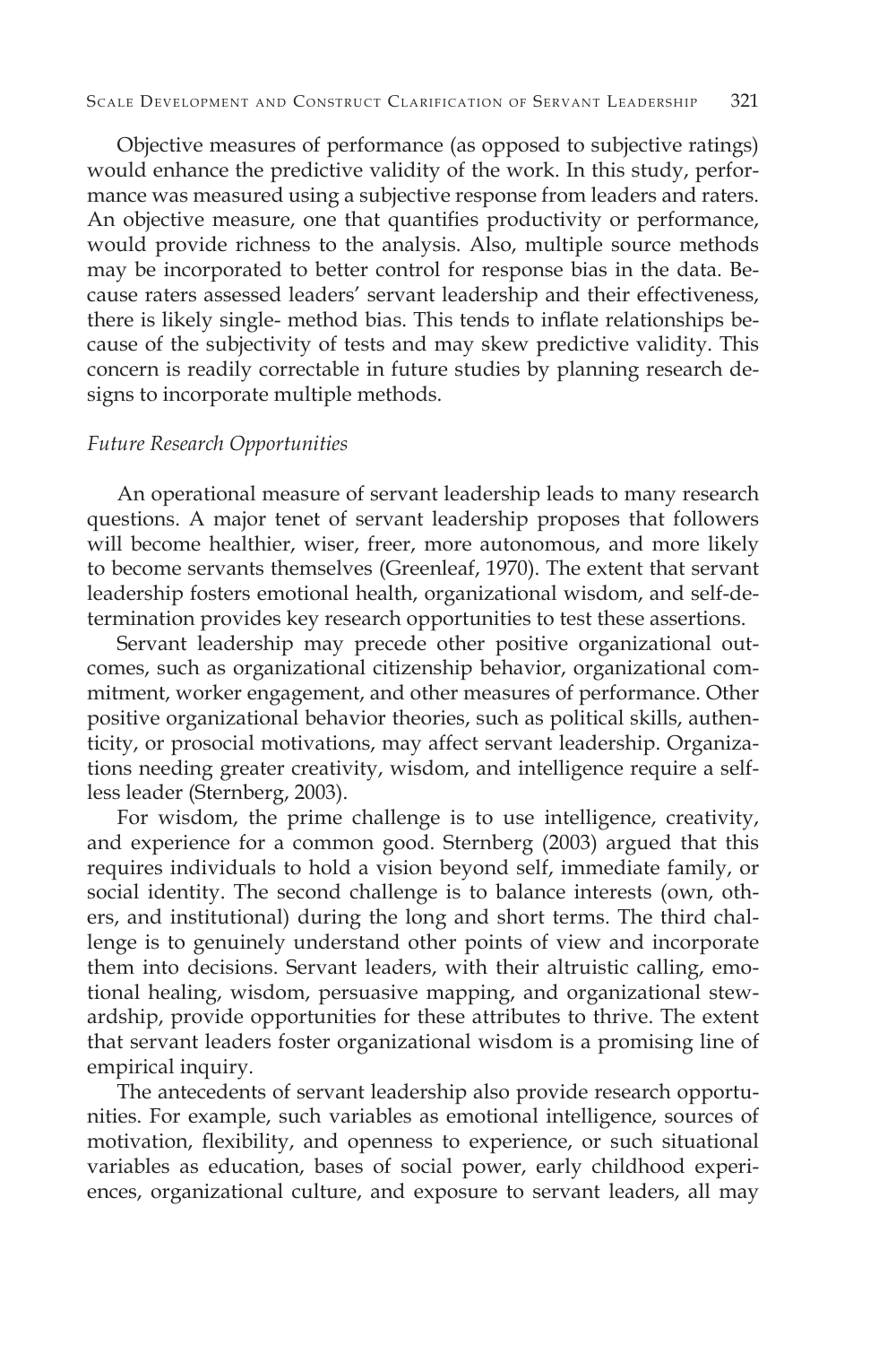Objective measures of performance (as opposed to subjective ratings) would enhance the predictive validity of the work. In this study, performance was measured using a subjective response from leaders and raters. An objective measure, one that quantifies productivity or performance, would provide richness to the analysis. Also, multiple source methods may be incorporated to better control for response bias in the data. Because raters assessed leaders' servant leadership and their effectiveness, there is likely single- method bias. This tends to inflate relationships because of the subjectivity of tests and may skew predictive validity. This concern is readily correctable in future studies by planning research designs to incorporate multiple methods.

*Future Research Opportunities*

An operational measure of servant leadership leads to many research questions. A major tenet of servant leadership proposes that followers will become healthier, wiser, freer, more autonomous, and more likely to become servants themselves (Greenleaf, 1970). The extent that servant leadership fosters emotional health, organizational wisdom, and self-determination provides key research opportunities to test these assertions.

Servant leadership may precede other positive organizational outcomes, such as organizational citizenship behavior, organizational commitment, worker engagement, and other measures of performance. Other positive organizational behavior theories, such as political skills, authenticity, or prosocial motivations, may affect servant leadership. Organizations needing greater creativity, wisdom, and intelligence require a selfless leader (Sternberg, 2003).

For wisdom, the prime challenge is to use intelligence, creativity, and experience for a common good. Sternberg (2003) argued that this requires individuals to hold a vision beyond self, immediate family, or social identity. The second challenge is to balance interests (own, others, and institutional) during the long and short terms. The third challenge is to genuinely understand other points of view and incorporate them into decisions. Servant leaders, with their altruistic calling, emotional healing, wisdom, persuasive mapping, and organizational stewardship, provide opportunities for these attributes to thrive. The extent that servant leaders foster organizational wisdom is a promising line of empirical inquiry.

The antecedents of servant leadership also provide research opportunities. For example, such variables as emotional intelligence, sources of motivation, flexibility, and openness to experience, or such situational variables as education, bases of social power, early childhood experiences, organizational culture, and exposure to servant leaders, all may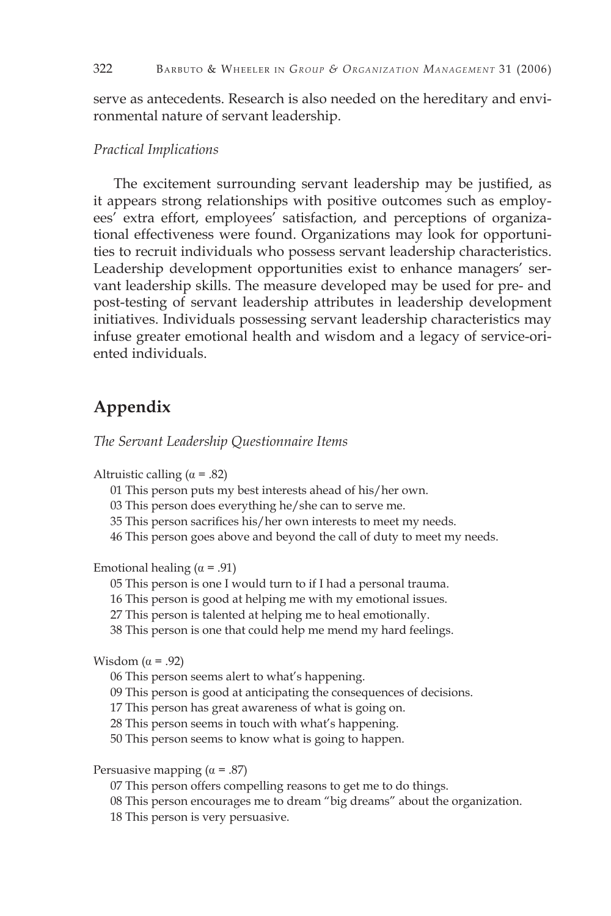serve as antecedents. Research is also needed on the hereditary and environmental nature of servant leadership.

### *Practical Implications*

The excitement surrounding servant leadership may be justified, as it appears strong relationships with positive outcomes such as employees' extra effort, employees' satisfaction, and perceptions of organizational effectiveness were found. Organizations may look for opportunities to recruit individuals who possess servant leadership characteristics. Leadership development opportunities exist to enhance managers' servant leadership skills. The measure developed may be used for pre- and post-testing of servant leadership attributes in leadership development initiatives. Individuals possessing servant leadership characteristics may infuse greater emotional health and wisdom and a legacy of service-oriented individuals.

## Appendix

*The Servant Leadership Questionnaire Items*

Altruistic calling ($\alpha$ = .82)

- 01 This person puts my best interests ahead of his/her own.
- 03 This person does everything he/she can to serve me.
- 35 This person sacrifices his/her own interests to meet my needs.
- 46 This person goes above and beyond the call of duty to meet my needs.

Emotional healing ($\alpha$ = .91)

- 05 This person is one I would turn to if I had a personal trauma.
- 16 This person is good at helping me with my emotional issues.
- 27 This person is talented at helping me to heal emotionally.
- 38 This person is one that could help me mend my hard feelings.

Wisdom ($\alpha$ = .92)

- 06 This person seems alert to what's happening.
- 09 This person is good at anticipating the consequences of decisions.
- 17 This person has great awareness of what is going on.
- 28 This person seems in touch with what's happening.
- 50 This person seems to know what is going to happen.

Persuasive mapping ($\alpha$ = .87)

- 07 This person offers compelling reasons to get me to do things.
- 08 This person encourages me to dream "big dreams" about the organization.
- 18 This person is very persuasive.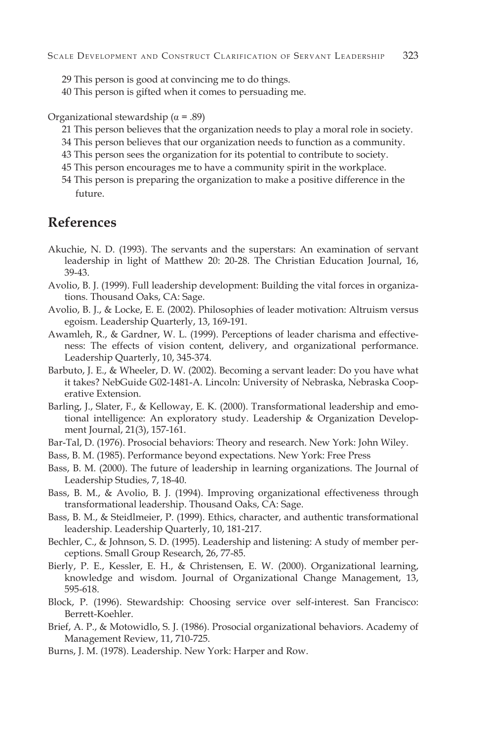29 This person is good at convincing me to do things.
40 This person is gifted when it comes to persuading me.

Organizational stewardship (α = .89)

21 This person believes that the organization needs to play a moral role in society.
34 This person believes that our organization needs to function as a community.
43 This person sees the organization for its potential to contribute to society.
45 This person encourages me to have a community spirit in the workplace.
54 This person is preparing the organization to make a positive difference in the future.

## References

Akuchie, N. D. (1993). The servants and the superstars: An examination of servant leadership in light of Matthew 20: 20-28. The Christian Education Journal, 16, 39-43.

Avolio, B. J. (1999). Full leadership development: Building the vital forces in organizations. Thousand Oaks, CA: Sage.

Avolio, B. J., & Locke, E. E. (2002). Philosophies of leader motivation: Altruism versus egoism. Leadership Quarterly, 13, 169-191.

Awamleh, R., & Gardner, W. L. (1999). Perceptions of leader charisma and effectiveness: The effects of vision content, delivery, and organizational performance. Leadership Quarterly, 10, 345-374.

Barbuto, J. E., & Wheeler, D. W. (2002). Becoming a servant leader: Do you have what it takes? NebGuide G02-1481-A. Lincoln: University of Nebraska, Nebraska Cooperative Extension.

Barling, J., Slater, F., & Kelloway, E. K. (2000). Transformational leadership and emotional intelligence: An exploratory study. Leadership & Organization Development Journal, 21(3), 157-161.

Bar-Tal, D. (1976). Prosocial behaviors: Theory and research. New York: John Wiley.

Bass, B. M. (1985). Performance beyond expectations. New York: Free Press

Bass, B. M. (2000). The future of leadership in learning organizations. The Journal of Leadership Studies, 7, 18-40.

Bass, B. M., & Avolio, B. J. (1994). Improving organizational effectiveness through transformational leadership. Thousand Oaks, CA: Sage.

Bass, B. M., & Steidlmeier, P. (1999). Ethics, character, and authentic transformational leadership. Leadership Quarterly, 10, 181-217.

Bechler, C., & Johnson, S. D. (1995). Leadership and listening: A study of member perceptions. Small Group Research, 26, 77-85.

Bierly, P. E., Kessler, E. H., & Christensen, E. W. (2000). Organizational learning, knowledge and wisdom. Journal of Organizational Change Management, 13, 595-618.

Block, P. (1996). Stewardship: Choosing service over self-interest. San Francisco: Berrett-Koehler.

Brief, A. P., & Motowidlo, S. J. (1986). Prosocial organizational behaviors. Academy of Management Review, 11, 710-725.

Burns, J. M. (1978). Leadership. New York: Harper and Row.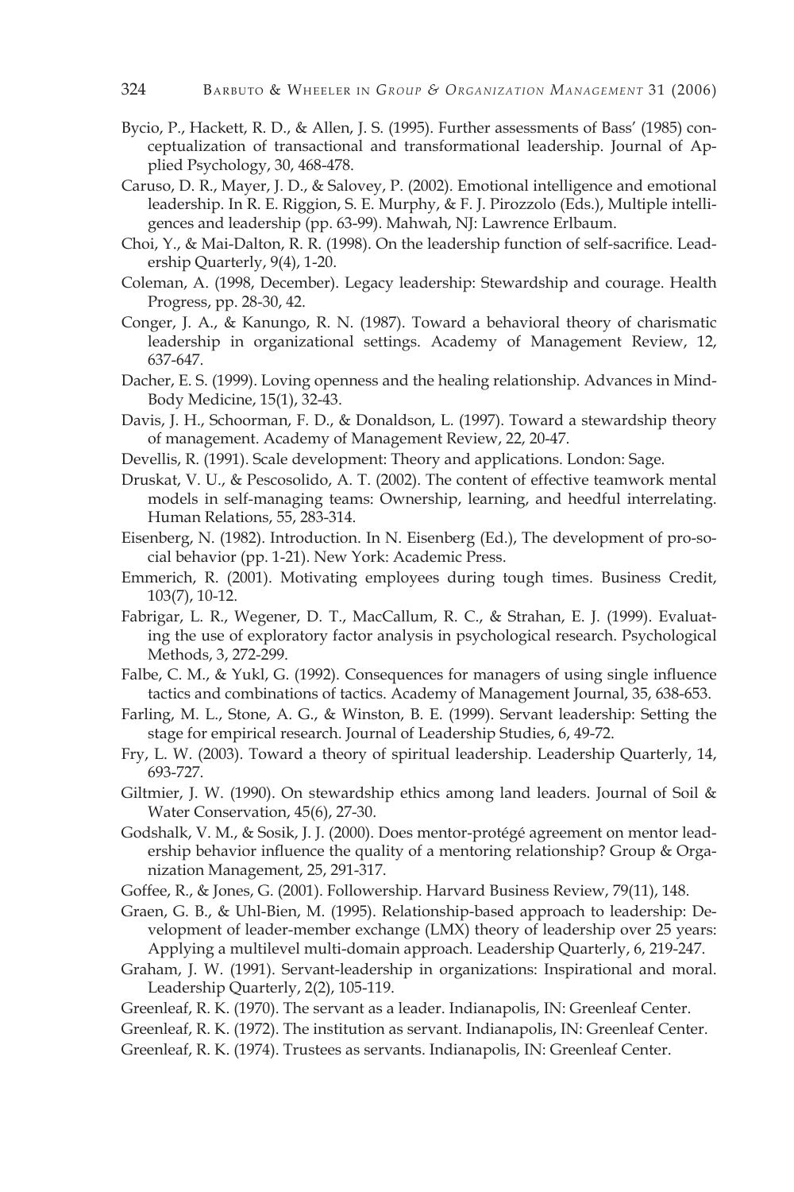Bycio, P., Hackett, R. D., & Allen, J. S. (1995). Further assessments of Bass' (1985) conceptualization of transactional and transformational leadership. Journal of Applied Psychology, 30, 468-478.

Caruso, D. R., Mayer, J. D., & Salovey, P. (2002). Emotional intelligence and emotional leadership. In R. E. Riggion, S. E. Murphy, & F. J. Pirozzolo (Eds.), Multiple intelligences and leadership (pp. 63-99). Mahwah, NJ: Lawrence Erlbaum.

Choi, Y., & Mai-Dalton, R. R. (1998). On the leadership function of self-sacrifice. Leadership Quarterly, 9(4), 1-20.

Coleman, A. (1998, December). Legacy leadership: Stewardship and courage. Health Progress, pp. 28-30, 42.

Conger, J. A., & Kanungo, R. N. (1987). Toward a behavioral theory of charismatic leadership in organizational settings. Academy of Management Review, 12, 637-647.

Dacher, E. S. (1999). Loving openness and the healing relationship. Advances in Mind-Body Medicine, 15(1), 32-43.

Davis, J. H., Schoorman, F. D., & Donaldson, L. (1997). Toward a stewardship theory of management. Academy of Management Review, 22, 20-47.

Devellis, R. (1991). Scale development: Theory and applications. London: Sage.

Druskat, V. U., & Pescosolido, A. T. (2002). The content of effective teamwork mental models in self-managing teams: Ownership, learning, and heedful interrelating. Human Relations, 55, 283-314.

Eisenberg, N. (1982). Introduction. In N. Eisenberg (Ed.), The development of pro-social behavior (pp. 1-21). New York: Academic Press.

Emmerich, R. (2001). Motivating employees during tough times. Business Credit, 103(7), 10-12.

Fabrigar, L. R., Wegener, D. T., MacCallum, R. C., & Strahan, E. J. (1999). Evaluating the use of exploratory factor analysis in psychological research. Psychological Methods, 3, 272-299.

Falbe, C. M., & Yukl, G. (1992). Consequences for managers of using single influence tactics and combinations of tactics. Academy of Management Journal, 35, 638-653.

Farling, M. L., Stone, A. G., & Winston, B. E. (1999). Servant leadership: Setting the stage for empirical research. Journal of Leadership Studies, 6, 49-72.

Fry, L. W. (2003). Toward a theory of spiritual leadership. Leadership Quarterly, 14, 693-727.

Giltmier, J. W. (1990). On stewardship ethics among land leaders. Journal of Soil & Water Conservation, 45(6), 27-30.

Godshalk, V. M., & Sosik, J. J. (2000). Does mentor-protégé agreement on mentor leadership behavior influence the quality of a mentoring relationship? Group & Organization Management, 25, 291-317.

Goffee, R., & Jones, G. (2001). Followership. Harvard Business Review, 79(11), 148.

Graen, G. B., & Uhl-Bien, M. (1995). Relationship-based approach to leadership: Development of leader-member exchange (LMX) theory of leadership over 25 years: Applying a multilevel multi-domain approach. Leadership Quarterly, 6, 219-247.

Graham, J. W. (1991). Servant-leadership in organizations: Inspirational and moral. Leadership Quarterly, 2(2), 105-119.

Greenleaf, R. K. (1970). The servant as a leader. Indianapolis, IN: Greenleaf Center.

Greenleaf, R. K. (1972). The institution as servant. Indianapolis, IN: Greenleaf Center.

Greenleaf, R. K. (1974). Trustees as servants. Indianapolis, IN: Greenleaf Center.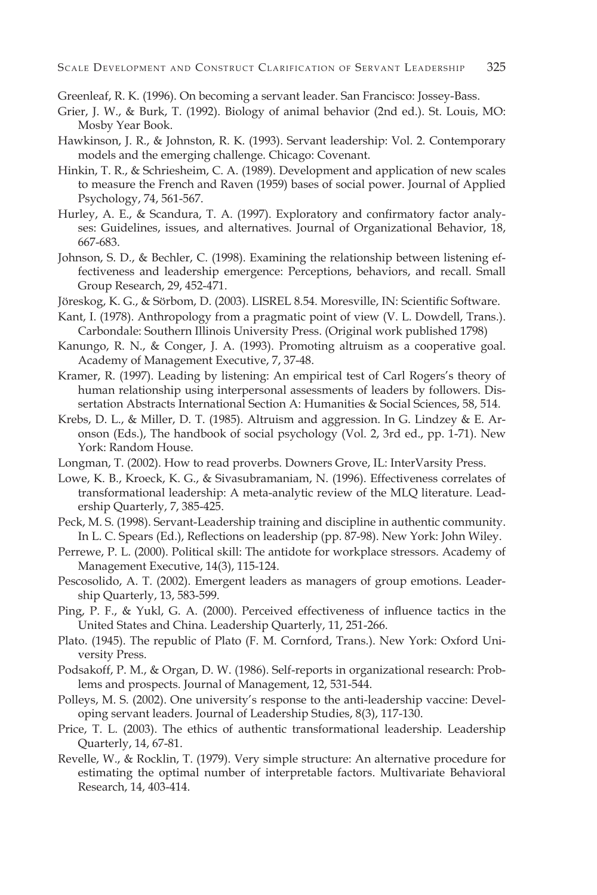Greenleaf, R. K. (1996). On becoming a servant leader. San Francisco: Jossey-Bass.

Grier, J. W., & Burk, T. (1992). Biology of animal behavior (2nd ed.). St. Louis, MO: Mosby Year Book.

Hawkinson, J. R., & Johnston, R. K. (1993). Servant leadership: Vol. 2. Contemporary models and the emerging challenge. Chicago: Covenant.

Hinkin, T. R., & Schriesheim, C. A. (1989). Development and application of new scales to measure the French and Raven (1959) bases of social power. Journal of Applied Psychology, 74, 561-567.

Hurley, A. E., & Scandura, T. A. (1997). Exploratory and confirmatory factor analyses: Guidelines, issues, and alternatives. Journal of Organizational Behavior, 18, 667-683.

Johnson, S. D., & Bechler, C. (1998). Examining the relationship between listening effectiveness and leadership emergence: Perceptions, behaviors, and recall. Small Group Research, 29, 452-471.

Jöreskog, K. G., & Sörbom, D. (2003). LISREL 8.54. Moresville, IN: Scientific Software.

Kant, I. (1978). Anthropology from a pragmatic point of view (V. L. Dowdell, Trans.). Carbondale: Southern Illinois University Press. (Original work published 1798)

Kanungo, R. N., & Conger, J. A. (1993). Promoting altruism as a cooperative goal. Academy of Management Executive, 7, 37-48.

Kramer, R. (1997). Leading by listening: An empirical test of Carl Rogers's theory of human relationship using interpersonal assessments of leaders by followers. Dissertation Abstracts International Section A: Humanities & Social Sciences, 58, 514.

Krebs, D. L., & Miller, D. T. (1985). Altruism and aggression. In G. Lindzey & E. Aronson (Eds.), The handbook of social psychology (Vol. 2, 3rd ed., pp. 1-71). New York: Random House.

Longman, T. (2002). How to read proverbs. Downers Grove, IL: InterVarsity Press.

Lowe, K. B., Kroeck, K. G., & Sivasubramaniam, N. (1996). Effectiveness correlates of transformational leadership: A meta-analytic review of the MLQ literature. Leadership Quarterly, 7, 385-425.

Peck, M. S. (1998). Servant-Leadership training and discipline in authentic community. In L. C. Spears (Ed.), Reflections on leadership (pp. 87-98). New York: John Wiley.

Perrewe, P. L. (2000). Political skill: The antidote for workplace stressors. Academy of Management Executive, 14(3), 115-124.

Pescosolido, A. T. (2002). Emergent leaders as managers of group emotions. Leadership Quarterly, 13, 583-599.

Ping, P. F., & Yukl, G. A. (2000). Perceived effectiveness of influence tactics in the United States and China. Leadership Quarterly, 11, 251-266.

Plato. (1945). The republic of Plato (F. M. Cornford, Trans.). New York: Oxford University Press.

Podsakoff, P. M., & Organ, D. W. (1986). Self-reports in organizational research: Problems and prospects. Journal of Management, 12, 531-544.

Polleys, M. S. (2002). One university's response to the anti-leadership vaccine: Developing servant leaders. Journal of Leadership Studies, 8(3), 117-130.

Price, T. L. (2003). The ethics of authentic transformational leadership. Leadership Quarterly, 14, 67-81.

Revelle, W., & Rocklin, T. (1979). Very simple structure: An alternative procedure for estimating the optimal number of interpretable factors. Multivariate Behavioral Research, 14, 403-414.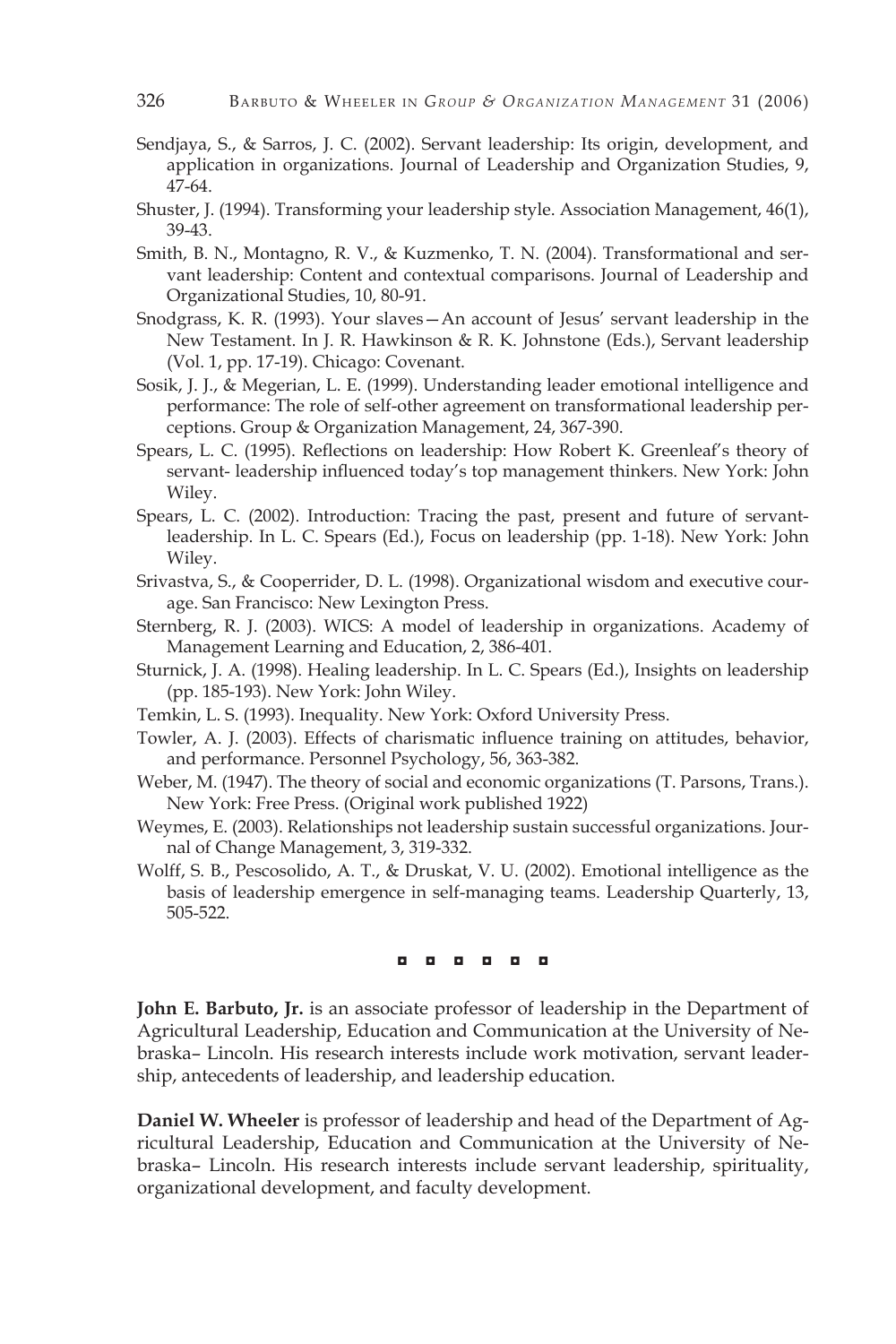Sendjaya, S., & Sarros, J. C. (2002). Servant leadership: Its origin, development, and application in organizations. Journal of Leadership and Organization Studies, 9, 47-64.

Shuster, J. (1994). Transforming your leadership style. Association Management, 46(1), 39-43.

Smith, B. N., Montagno, R. V., & Kuzmenko, T. N. (2004). Transformational and servant leadership: Content and contextual comparisons. Journal of Leadership and Organizational Studies, 10, 80-91.

Snodgrass, K. R. (1993). Your slaves—An account of Jesus' servant leadership in the New Testament. In J. R. Hawkinson & R. K. Johnstone (Eds.), Servant leadership (Vol. 1, pp. 17-19). Chicago: Covenant.

Sosik, J. J., & Megerian, L. E. (1999). Understanding leader emotional intelligence and performance: The role of self-other agreement on transformational leadership perceptions. Group & Organization Management, 24, 367-390.

Spears, L. C. (1995). Reflections on leadership: How Robert K. Greenleaf's theory of servant- leadership influenced today's top management thinkers. New York: John Wiley.

Spears, L. C. (2002). Introduction: Tracing the past, present and future of servant-leadership. In L. C. Spears (Ed.), Focus on leadership (pp. 1-18). New York: John Wiley.

Srivastva, S., & Cooperrider, D. L. (1998). Organizational wisdom and executive courage. San Francisco: New Lexington Press.

Sternberg, R. J. (2003). WICS: A model of leadership in organizations. Academy of Management Learning and Education, 2, 386-401.

Sturnick, J. A. (1998). Healing leadership. In L. C. Spears (Ed.), Insights on leadership (pp. 185-193). New York: John Wiley.

Temkin, L. S. (1993). Inequality. New York: Oxford University Press.

Towler, A. J. (2003). Effects of charismatic influence training on attitudes, behavior, and performance. Personnel Psychology, 56, 363-382.

Weber, M. (1947). The theory of social and economic organizations (T. Parsons, Trans.). New York: Free Press. (Original work published 1922)

Weymes, E. (2003). Relationships not leadership sustain successful organizations. Journal of Change Management, 3, 319-332.

Wolff, S. B., Pescosolido, A. T., & Druskat, V. U. (2002). Emotional intelligence as the basis of leadership emergence in self-managing teams. Leadership Quarterly, 13, 505-522.

---

**John E. Barbuto, Jr.** is an associate professor of leadership in the Department of Agricultural Leadership, Education and Communication at the University of Nebraska– Lincoln. His research interests include work motivation, servant leadership, antecedents of leadership, and leadership education.

**Daniel W. Wheeler** is professor of leadership and head of the Department of Agricultural Leadership, Education and Communication at the University of Nebraska– Lincoln. His research interests include servant leadership, spirituality, organizational development, and faculty development.